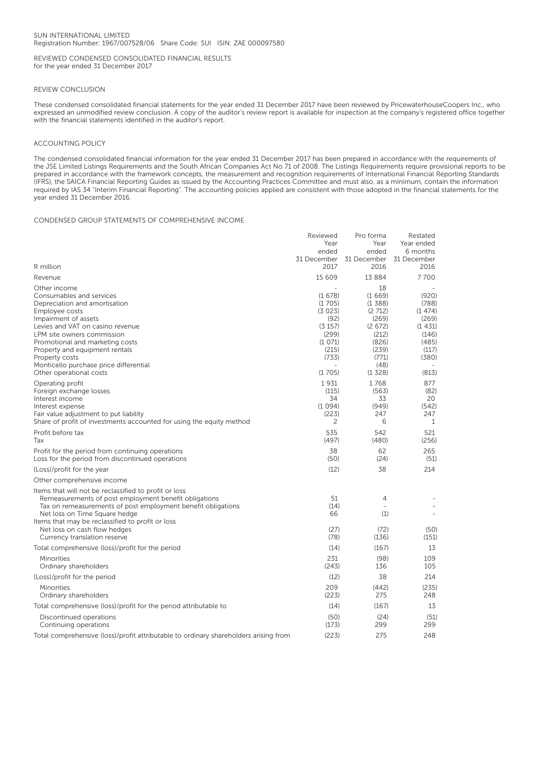SUN INTERNATIONAL LIMITED
Registration Number: 1967/007528/06 Share Code: SUI ISIN: ZAE 000097580

REVIEWED CONDENSED CONSOLIDATED FINANCIAL RESULTS
for the year ended 31 December 2017

## REVIEW CONCLUSION

These condensed consolidated financial statements for the year ended 31 December 2017 have been reviewed by PricewaterhouseCoopers Inc., who expressed an unmodified review conclusion. A copy of the auditor's review report is available for inspection at the company's registered office together with the financial statements identified in the auditor's report.

## ACCOUNTING POLICY

The condensed consolidated financial information for the year ended 31 December 2017 has been prepared in accordance with the requirements of the JSE Limited Listings Requirements and the South African Companies Act No 71 of 2008. The Listings Requirements require provisional reports to be prepared in accordance with the framework concepts, the measurement and recognition requirements of International Financial Reporting Standards (IFRS), the SAICA Financial Reporting Guides as issued by the Accounting Practices Committee and must also, as a minimum, contain the information required by IAS 34 "Interim Financial Reporting". The accounting policies applied are consistent with those adopted in the financial statements for the year ended 31 December 2016.

## CONDENSED GROUP STATEMENTS OF COMPREHENSIVE INCOME

| R million | Reviewed Year ended 31 December 2017 | Pro forma Year ended 31 December 2016 | Restated Year ended 6 months 31 December 2016 |
|---|---|---|---|
| Revenue | 15 609 | 13 884 | 7 700 |
| Other income | - | 18 | - |
| Consumables and services | (1 678) | (1 669) | (920) |
| Depreciation and amortisation | (1 705) | (1 388) | (788) |
| Employee costs | (3 023) | (2 712) | (1 474) |
| Impairment of assets | (92) | (269) | (269) |
| Levies and VAT on casino revenue | (3 157) | (2 672) | (1 431) |
| LPM site owners commission | (299) | (212) | (146) |
| Promotional and marketing costs | (1 071) | (826) | (485) |
| Property and equipment rentals | (215) | (239) | (117) |
| Property costs | (733) | (771) | (380) |
| Monticello purchase price differential | - | (48) | - |
| Other operational costs | (1 705) | (1 328) | (813) |
| Operating profit | 1 931 | 1 768 | 877 |
| Foreign exchange losses | (115) | (563) | (82) |
| Interest income | 34 | 33 | 20 |
| Interest expense | (1 094) | (949) | (542) |
| Fair value adjustment to put liability | (223) | 247 | 247 |
| Share of profit of investments accounted for using the equity method | 2 | 6 | 1 |
| Profit before tax | 535 | 542 | 521 |
| Tax | (497) | (480) | (256) |
| Profit for the period from continuing operations | 38 | 62 | 265 |
| Loss for the period from discontinued operations | (50) | (24) | (51) |
| (Loss)/profit for the year | (12) | 38 | 214 |
| Other comprehensive income | | | |
| Items that will not be reclassified to profit or loss | | | |
| Remeasurements of post employment benefit obligations | 51 | 4 | - |
| Tax on remeasurements of post employment benefit obligations | (14) | - | - |
| Net loss on Time Square hedge | 66 | (1) | - |
| Items that may be reclassified to profit or loss | | | |
| Net loss on cash flow hedges | (27) | (72) | (50) |
| Currency translation reserve | (78) | (136) | (151) |
| Total comprehensive (loss)/profit for the period | (14) | (167) | 13 |
| Minorities | 231 | (98) | 109 |
| Ordinary shareholders | (243) | 136 | 105 |
| (Loss)/profit for the period | (12) | 38 | 214 |
| Minorities | 209 | (442) | (235) |
| Ordinary shareholders | (223) | 275 | 248 |
| Total comprehensive (loss)/profit for the period attributable to | (14) | (167) | 13 |
| Discontinued operations | (50) | (24) | (51) |
| Continuing operations | (173) | 299 | 299 |
| Total comprehensive (loss)/profit attributable to ordinary shareholders arising from | (223) | 275 | 248 |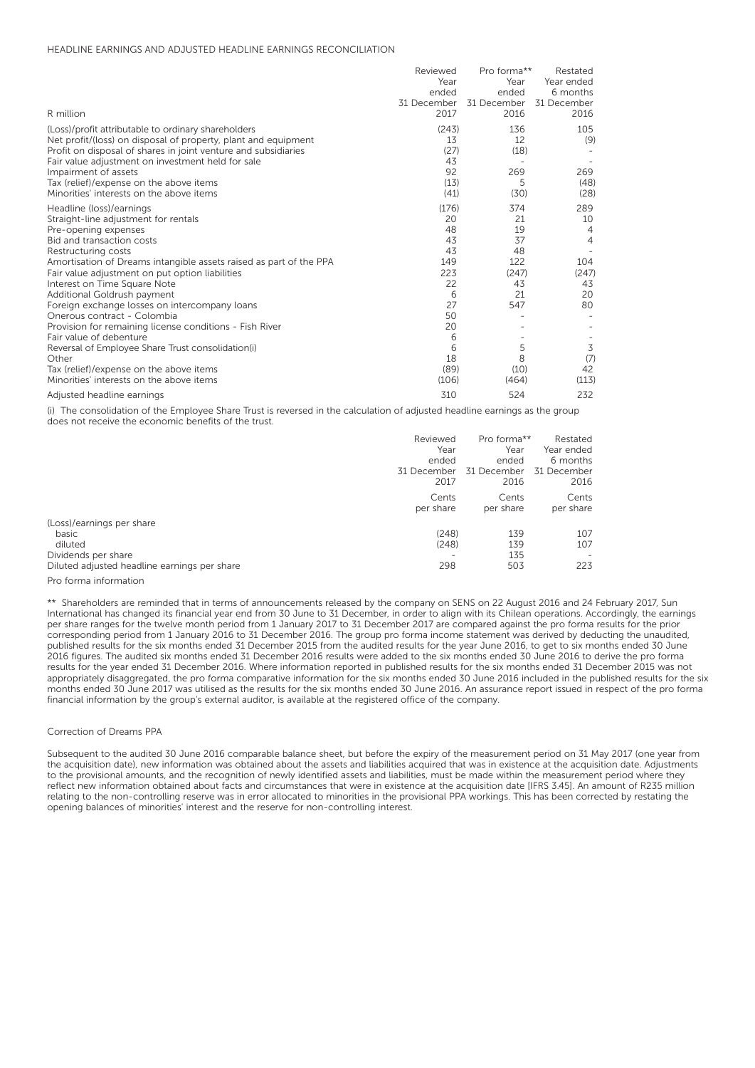HEADLINE EARNINGS AND ADJUSTED HEADLINE EARNINGS RECONCILIATION

| R million | Reviewed Year ended 31 December 2017 | Pro forma** Year ended 31 December 2016 | Restated Year ended 6 months 31 December 2016 |
|---|---|---|---|
| (Loss)/profit attributable to ordinary shareholders | (243) | 136 | 105 |
| Net profit/(loss) on disposal of property, plant and equipment | 13 | 12 | (9) |
| Profit on disposal of shares in joint venture and subsidiaries | (27) | (18) | - |
| Fair value adjustment on investment held for sale | 43 | - | - |
| Impairment of assets | 92 | 269 | 269 |
| Tax (relief)/expense on the above items | (13) | 5 | (48) |
| Minorities' interests on the above items | (41) | (30) | (28) |
| Headline (loss)/earnings | (176) | 374 | 289 |
| Straight-line adjustment for rentals | 20 | 21 | 10 |
| Pre-opening expenses | 48 | 19 | 4 |
| Bid and transaction costs | 43 | 37 | 4 |
| Restructuring costs | 43 | 48 | - |
| Amortisation of Dreams intangible assets raised as part of the PPA | 149 | 122 | 104 |
| Fair value adjustment on put option liabilities | 223 | (247) | (247) |
| Interest on Time Square Note | 22 | 43 | 43 |
| Additional Goldrush payment | 6 | 21 | 20 |
| Foreign exchange losses on intercompany loans | 27 | 547 | 80 |
| Onerous contract - Colombia | 50 | - | - |
| Provision for remaining license conditions - Fish River | 20 | - | - |
| Fair value of debenture | 6 | - | - |
| Reversal of Employee Share Trust consolidation(i) | 6 | 5 | 3 |
| Other | 18 | 8 | (7) |
| Tax (relief)/expense on the above items | (89) | (10) | 42 |
| Minorities' interests on the above items | (106) | (464) | (113) |
| Adjusted headline earnings | 310 | 524 | 232 |

(i) The consolidation of the Employee Share Trust is reversed in the calculation of adjusted headline earnings as the group does not receive the economic benefits of the trust.

| | Reviewed Year ended 31 December 2017 | Pro forma** Year ended 31 December 2016 | Restated Year ended 6 months 31 December 2016 |
|---|---|---|---|
| | Cents per share | Cents per share | Cents per share |
| (Loss)/earnings per share | | | |
| basic | (248) | 139 | 107 |
| diluted | (248) | 139 | 107 |
| Dividends per share | - | 135 | - |
| Diluted adjusted headline earnings per share | 298 | 503 | 223 |

Pro forma information

** Shareholders are reminded that in terms of announcements released by the company on SENS on 22 August 2016 and 24 February 2017, Sun International has changed its financial year end from 30 June to 31 December, in order to align with its Chilean operations. Accordingly, the earnings per share ranges for the twelve month period from 1 January 2017 to 31 December 2017 are compared against the pro forma results for the prior corresponding period from 1 January 2016 to 31 December 2016. The group pro forma income statement was derived by deducting the unaudited, published results for the six months ended 31 December 2015 from the audited results for the year June 2016, to get to six months ended 30 June 2016 figures. The audited six months ended 31 December 2016 results were added to the six months ended 30 June 2016 to derive the pro forma results for the year ended 31 December 2016. Where information reported in published results for the six months ended 31 December 2015 was not appropriately disaggregated, the pro forma comparative information for the six months ended 30 June 2016 included in the published results for the six months ended 30 June 2017 was utilised as the results for the six months ended 30 June 2016. An assurance report issued in respect of the pro forma financial information by the group's external auditor, is available at the registered office of the company.

Correction of Dreams PPA

Subsequent to the audited 30 June 2016 comparable balance sheet, but before the expiry of the measurement period on 31 May 2017 (one year from the acquisition date), new information was obtained about the assets and liabilities acquired that was in existence at the acquisition date. Adjustments to the provisional amounts, and the recognition of newly identified assets and liabilities, must be made within the measurement period where they reflect new information obtained about facts and circumstances that were in existence at the acquisition date [IFRS 3.45]. An amount of R235 million relating to the non-controlling reserve was in error allocated to minorities in the provisional PPA workings. This has been corrected by restating the opening balances of minorities' interest and the reserve for non-controlling interest.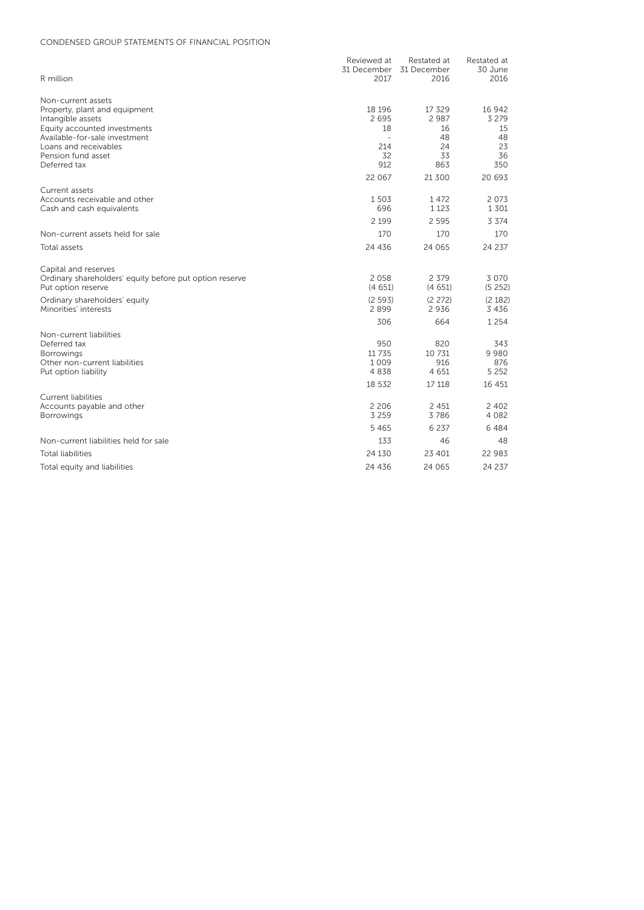CONDENSED GROUP STATEMENTS OF FINANCIAL POSITION

| R million | Reviewed at 31 December 2017 | Restated at 31 December 2016 | Restated at 30 June 2016 |
|---|---|---|---|
| Non-current assets | | | |
| Property, plant and equipment | 18 196 | 17 329 | 16 942 |
| Intangible assets | 2 695 | 2 987 | 3 279 |
| Equity accounted investments | 18 | 16 | 15 |
| Available-for-sale investment | - | 48 | 48 |
| Loans and receivables | 214 | 24 | 23 |
| Pension fund asset | 32 | 33 | 36 |
| Deferred tax | 912 | 863 | 350 |
| | 22 067 | 21 300 | 20 693 |
| Current assets | | | |
| Accounts receivable and other | 1 503 | 1 472 | 2 073 |
| Cash and cash equivalents | 696 | 1 123 | 1 301 |
| | 2 199 | 2 595 | 3 374 |
| Non-current assets held for sale | 170 | 170 | 170 |
| Total assets | 24 436 | 24 065 | 24 237 |
| Capital and reserves | | | |
| Ordinary shareholders' equity before put option reserve | 2 058 | 2 379 | 3 070 |
| Put option reserve | (4 651) | (4 651) | (5 252) |
| Ordinary shareholders' equity | (2 593) | (2 272) | (2 182) |
| Minorities' interests | 2 899 | 2 936 | 3 436 |
| | 306 | 664 | 1 254 |
| Non-current liabilities | | | |
| Deferred tax | 950 | 820 | 343 |
| Borrowings | 11 735 | 10 731 | 9 980 |
| Other non-current liabilities | 1 009 | 916 | 876 |
| Put option liability | 4 838 | 4 651 | 5 252 |
| | 18 532 | 17 118 | 16 451 |
| Current liabilities | | | |
| Accounts payable and other | 2 206 | 2 451 | 2 402 |
| Borrowings | 3 259 | 3 786 | 4 082 |
| | 5 465 | 6 237 | 6 484 |
| Non-current liabilities held for sale | 133 | 46 | 48 |
| Total liabilities | 24 130 | 23 401 | 22 983 |
| Total equity and liabilities | 24 436 | 24 065 | 24 237 |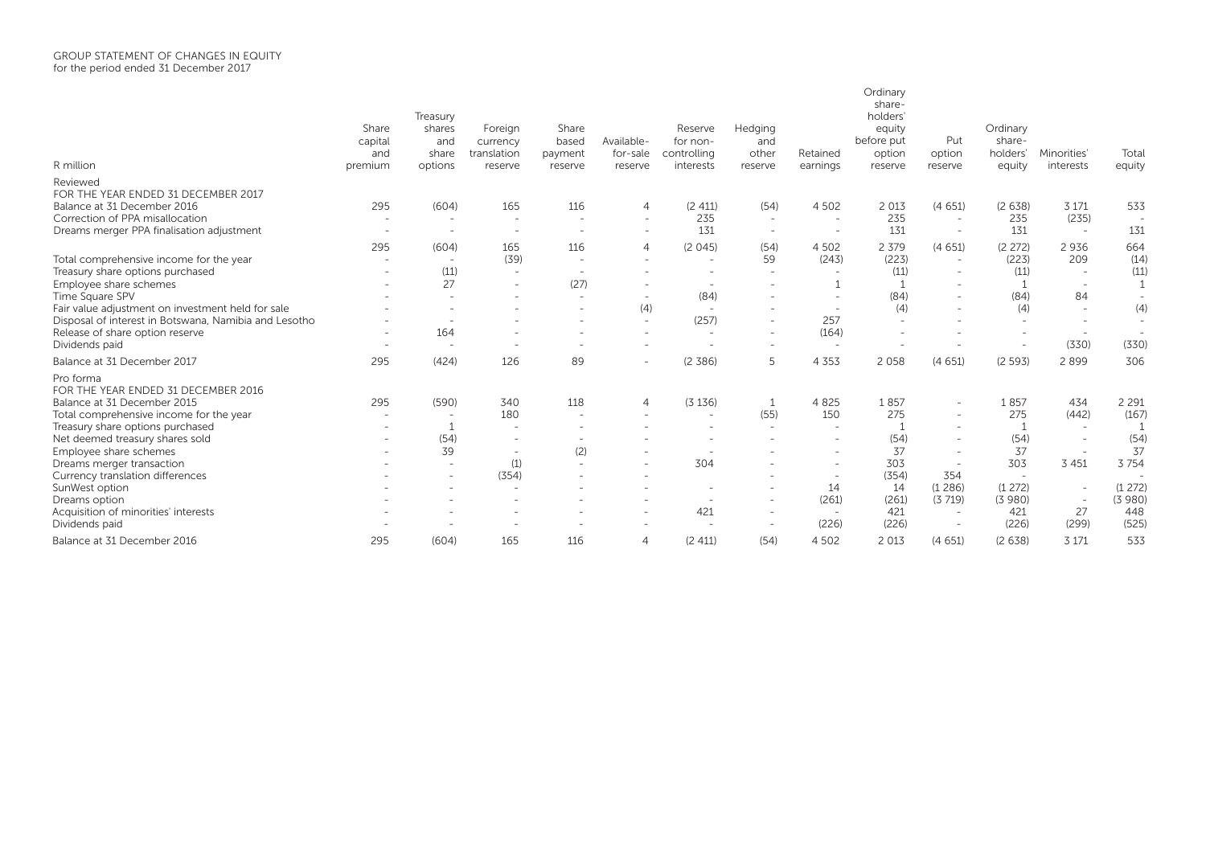GROUP STATEMENT OF CHANGES IN EQUITY
for the period ended 31 December 2017

| R million | Share capital and premium | Treasury shares and share options | Foreign currency translation reserve | Share based payment reserve | Available-for-sale reserve | Reserve for non-controlling interests | Hedging and other reserve | Retained earnings | Ordinary share-holders' equity before put option reserve | Put option reserve | Ordinary share-holders' equity | Minorities' interests | Total equity |
|---|---|---|---|---|---|---|---|---|---|---|---|---|---|
| Reviewed | | | | | | | | | | | | | |
| FOR THE YEAR ENDED 31 DECEMBER 2017 | | | | | | | | | | | | | |
| Balance at 31 December 2016 | 295 | (604) | 165 | 116 | 4 | (2 411) | (54) | 4 502 | 2 013 | (4 651) | (2 638) | 3 171 | 533 |
| Correction of PPA misallocation | - | - | - | - | - | 235 | - | - | 235 | - | 235 | (235) | - |
| Dreams merger PPA finalisation adjustment | - | - | - | - | - | 131 | - | - | 131 | - | 131 | - | 131 |
| | 295 | (604) | 165 | 116 | 4 | (2 045) | (54) | 4 502 | 2 379 | (4 651) | (2 272) | 2 936 | 664 |
| Total comprehensive income for the year | - | - | (39) | - | - | - | 59 | (243) | (223) | - | (223) | 209 | (14) |
| Treasury share options purchased | - | (11) | - | - | - | - | - | - | (11) | - | (11) | - | (11) |
| Employee share schemes | - | 27 | - | (27) | - | - | - | 1 | 1 | - | 1 | - | 1 |
| Time Square SPV | - | - | - | - | - | (84) | - | - | (84) | - | (84) | 84 | - |
| Fair value adjustment on investment held for sale | - | - | - | - | (4) | - | - | - | (4) | - | (4) | - | (4) |
| Disposal of interest in Botswana, Namibia and Lesotho | - | - | - | - | - | (257) | - | 257 | - | - | - | - | - |
| Release of share option reserve | - | 164 | - | - | - | - | - | (164) | - | - | - | - | - |
| Dividends paid | - | - | - | - | - | - | - | - | - | - | - | (330) | (330) |
| Balance at 31 December 2017 | 295 | (424) | 126 | 89 | - | (2 386) | 5 | 4 353 | 2 058 | (4 651) | (2 593) | 2 899 | 306 |
| Pro forma | | | | | | | | | | | | | |
| FOR THE YEAR ENDED 31 DECEMBER 2016 | | | | | | | | | | | | | |
| Balance at 31 December 2015 | 295 | (590) | 340 | 118 | 4 | (3 136) | 1 | 4 825 | 1 857 | - | 1 857 | 434 | 2 291 |
| Total comprehensive income for the year | - | - | 180 | - | - | - | (55) | 150 | 275 | - | 275 | (442) | (167) |
| Treasury share options purchased | - | 1 | - | - | - | - | - | - | 1 | - | 1 | - | 1 |
| Net deemed treasury shares sold | - | (54) | - | - | - | - | - | - | (54) | - | (54) | - | (54) |
| Employee share schemes | - | 39 | - | (2) | - | - | - | - | 37 | - | 37 | - | 37 |
| Dreams merger transaction | - | - | (1) | - | - | 304 | - | - | 303 | - | 303 | 3 451 | 3 754 |
| Currency translation differences | - | - | (354) | - | - | - | - | - | (354) | 354 | - | - | - |
| SunWest option | - | - | - | - | - | - | - | 14 | 14 | (1 286) | (1 272) | - | (1 272) |
| Dreams option | - | - | - | - | - | - | - | (261) | (261) | (3 719) | (3 980) | - | (3 980) |
| Acquisition of minorities' interests | - | - | - | - | - | 421 | - | - | 421 | - | 421 | 27 | 448 |
| Dividends paid | - | - | - | - | - | - | - | (226) | (226) | - | (226) | (299) | (525) |
| Balance at 31 December 2016 | 295 | (604) | 165 | 116 | 4 | (2 411) | (54) | 4 502 | 2 013 | (4 651) | (2 638) | 3 171 | 533 |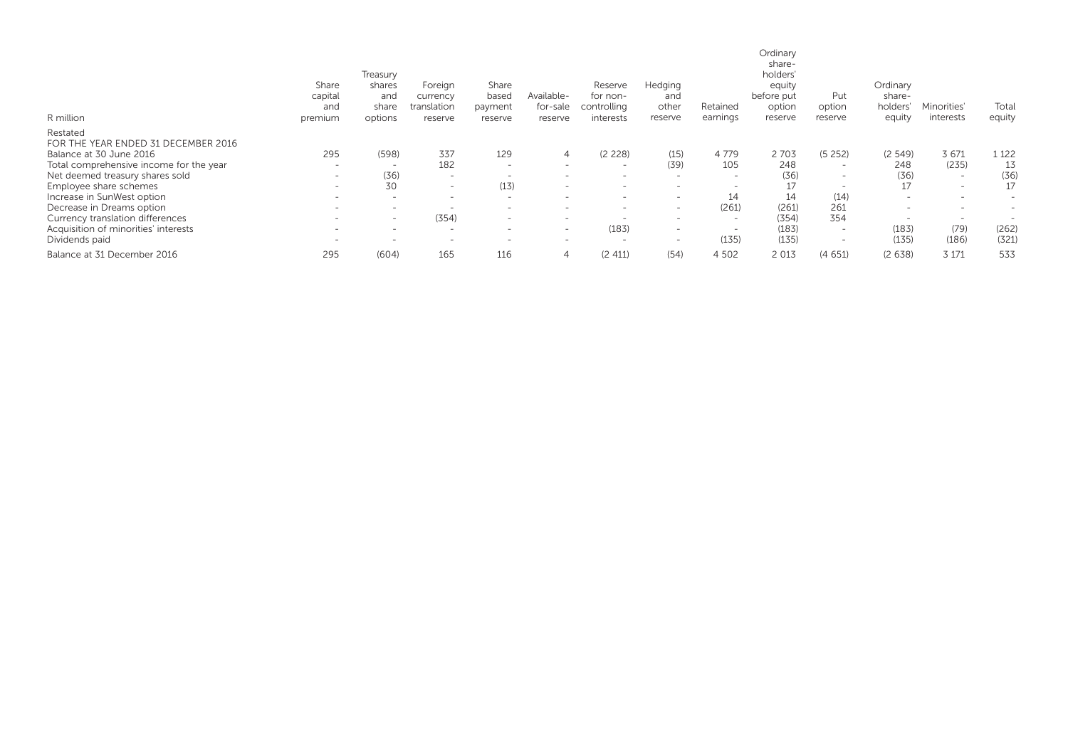| R million | Share capital and premium | Treasury shares and share options | Foreign currency translation reserve | Share based payment reserve | Available-for-sale reserve | Reserve for non-controlling interests | Hedging and other reserve | Retained earnings | Ordinary share-holders' equity before put option reserve | Put option reserve | Ordinary share-holders' equity | Minorities' interests | Total equity |
|---|---|---|---|---|---|---|---|---|---|---|---|---|---|
| Restated | | | | | | | | | | | | | |
| FOR THE YEAR ENDED 31 DECEMBER 2016 | | | | | | | | | | | | | |
| Balance at 30 June 2016 | 295 | (598) | 337 | 129 | 4 | (2 228) | (15) | 4 779 | 2 703 | (5 252) | (2 549) | 3 671 | 1 122 |
| Total comprehensive income for the year | - | - | 182 | - | - | - | (39) | 105 | 248 | - | 248 | (235) | 13 |
| Net deemed treasury shares sold | - | (36) | - | - | - | - | - | - | (36) | - | (36) | - | (36) |
| Employee share schemes | - | 30 | - | (13) | - | - | - | - | 17 | - | 17 | - | 17 |
| Increase in SunWest option | - | - | - | - | - | - | - | 14 | 14 | (14) | - | - | - |
| Decrease in Dreams option | - | - | - | - | - | - | - | (261) | (261) | 261 | - | - | - |
| Currency translation differences | - | - | (354) | - | - | - | - | - | (354) | 354 | - | - | - |
| Acquisition of minorities' interests | - | - | - | - | - | (183) | - | - | (183) | - | (183) | (79) | (262) |
| Dividends paid | - | - | - | - | - | - | - | (135) | (135) | - | (135) | (186) | (321) |
| Balance at 31 December 2016 | 295 | (604) | 165 | 116 | 4 | (2 411) | (54) | 4 502 | 2 013 | (4 651) | (2 638) | 3 171 | 533 |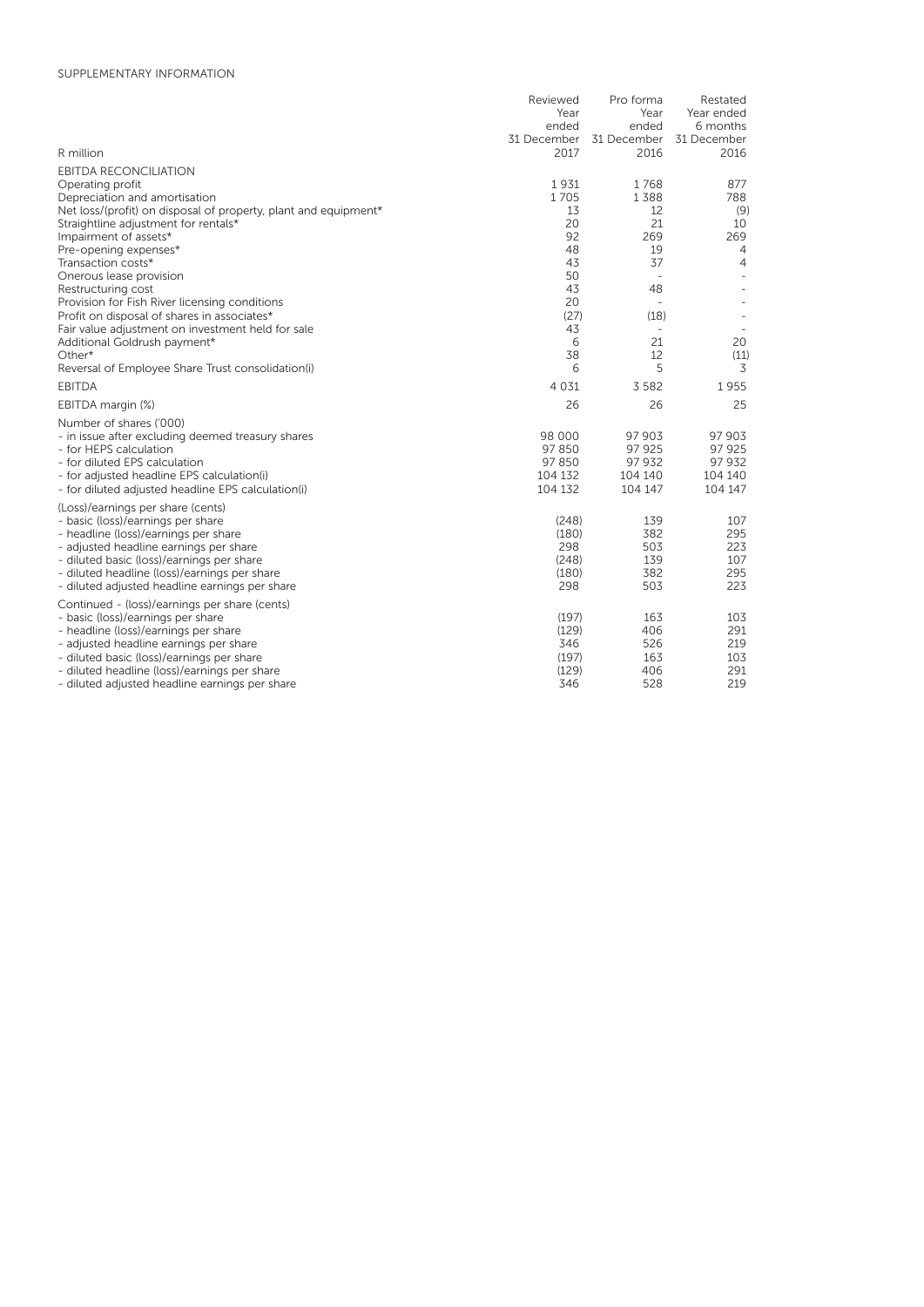SUPPLEMENTARY INFORMATION

| R million | Reviewed Year ended 31 December 2017 | Pro forma Year ended 31 December 2016 | Restated Year ended 6 months 31 December 2016 |
|---|---|---|---|
| EBITDA RECONCILIATION | | | |
| Operating profit | 1 931 | 1 768 | 877 |
| Depreciation and amortisation | 1 705 | 1 388 | 788 |
| Net loss/(profit) on disposal of property, plant and equipment* | 13 | 12 | (9) |
| Straightline adjustment for rentals* | 20 | 21 | 10 |
| Impairment of assets* | 92 | 269 | 269 |
| Pre-opening expenses* | 48 | 19 | 4 |
| Transaction costs* | 43 | 37 | 4 |
| Onerous lease provision | 50 | - | - |
| Restructuring cost | 43 | 48 | - |
| Provision for Fish River licensing conditions | 20 | - | - |
| Profit on disposal of shares in associates* | (27) | (18) | - |
| Fair value adjustment on investment held for sale | 43 | - | - |
| Additional Goldrush payment* | 6 | 21 | 20 |
| Other* | 38 | 12 | (11) |
| Reversal of Employee Share Trust consolidation(i) | 6 | 5 | 3 |
| EBITDA | 4 031 | 3 582 | 1 955 |
| EBITDA margin (%) | 26 | 26 | 25 |
| Number of shares ('000) | | | |
| - in issue after excluding deemed treasury shares | 98 000 | 97 903 | 97 903 |
| - for HEPS calculation | 97 850 | 97 925 | 97 925 |
| - for diluted EPS calculation | 97 850 | 97 932 | 97 932 |
| - for adjusted headline EPS calculation(i) | 104 132 | 104 140 | 104 140 |
| - for diluted adjusted headline EPS calculation(i) | 104 132 | 104 147 | 104 147 |
| (Loss)/earnings per share (cents) | | | |
| - basic (loss)/earnings per share | (248) | 139 | 107 |
| - headline (loss)/earnings per share | (180) | 382 | 295 |
| - adjusted headline earnings per share | 298 | 503 | 223 |
| - diluted basic (loss)/earnings per share | (248) | 139 | 107 |
| - diluted headline (loss)/earnings per share | (180) | 382 | 295 |
| - diluted adjusted headline earnings per share | 298 | 503 | 223 |
| Continued - (loss)/earnings per share (cents) | | | |
| - basic (loss)/earnings per share | (197) | 163 | 103 |
| - headline (loss)/earnings per share | (129) | 406 | 291 |
| - adjusted headline earnings per share | 346 | 526 | 219 |
| - diluted basic (loss)/earnings per share | (197) | 163 | 103 |
| - diluted headline (loss)/earnings per share | (129) | 406 | 291 |
| - diluted adjusted headline earnings per share | 346 | 528 | 219 |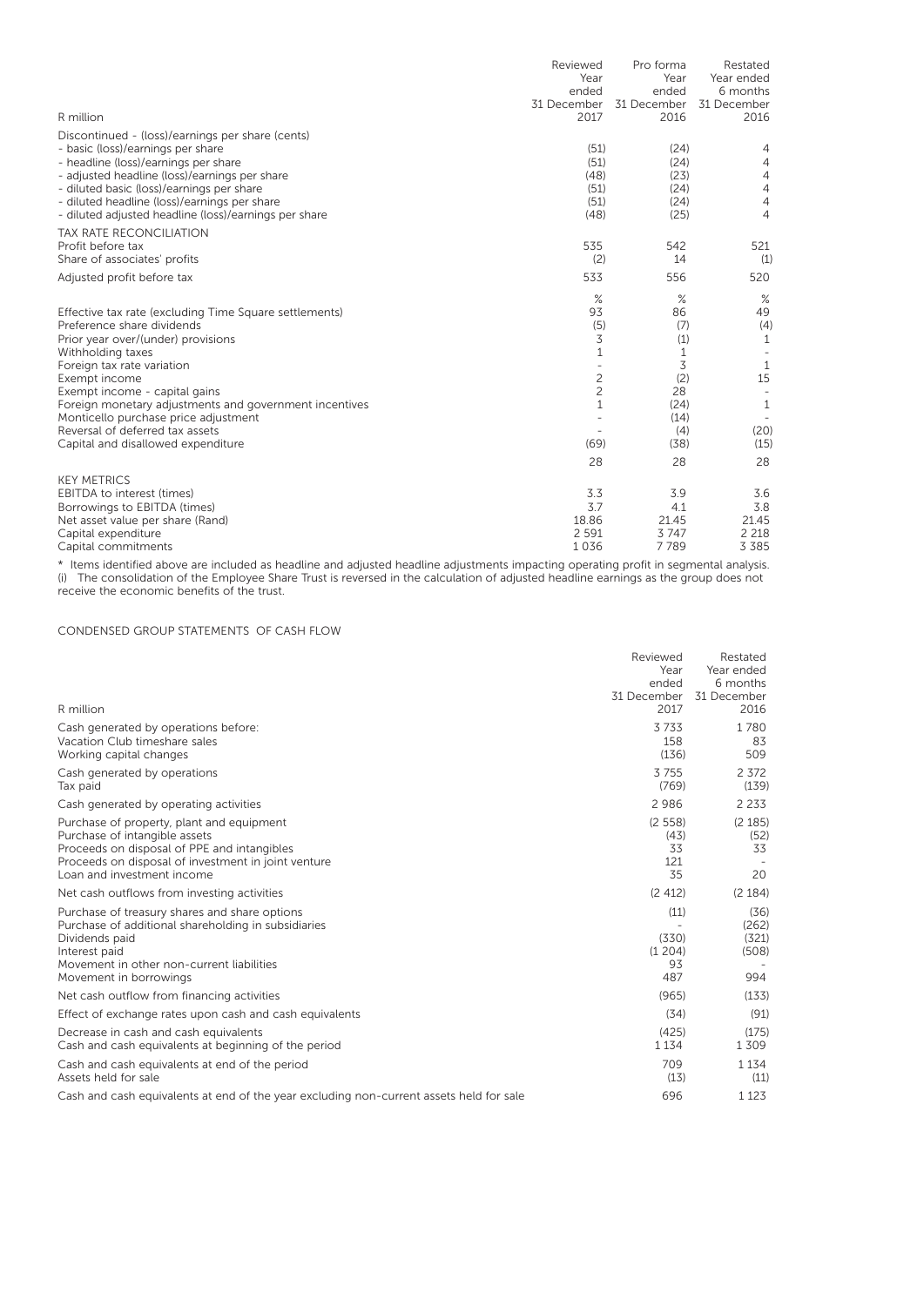| R million | Reviewed Year ended 31 December 2017 | Pro forma Year ended 31 December 2016 | Restated Year ended 6 months 31 December 2016 |
|---|---|---|---|
| Discontinued - (loss)/earnings per share (cents) | | | |
| - basic (loss)/earnings per share | (51) | (24) | 4 |
| - headline (loss)/earnings per share | (51) | (24) | 4 |
| - adjusted headline (loss)/earnings per share | (48) | (23) | 4 |
| - diluted basic (loss)/earnings per share | (51) | (24) | 4 |
| - diluted headline (loss)/earnings per share | (51) | (24) | 4 |
| - diluted adjusted headline (loss)/earnings per share | (48) | (25) | 4 |
| TAX RATE RECONCILIATION | | | |
| Profit before tax | 535 | 542 | 521 |
| Share of associates' profits | (2) | 14 | (1) |
| Adjusted profit before tax | 533 | 556 | 520 |
| | % | % | % |
| Effective tax rate (excluding Time Square settlements) | 93 | 86 | 49 |
| Preference share dividends | (5) | (7) | (4) |
| Prior year over/(under) provisions | 3 | (1) | 1 |
| Withholding taxes | 1 | 1 | - |
| Foreign tax rate variation | - | 3 | 1 |
| Exempt income | 2 | (2) | 15 |
| Exempt income - capital gains | 2 | 28 | - |
| Foreign monetary adjustments and government incentives | 1 | (24) | 1 |
| Monticello purchase price adjustment | - | (14) | - |
| Reversal of deferred tax assets | - | (4) | (20) |
| Capital and disallowed expenditure | (69) | (38) | (15) |
| | 28 | 28 | 28 |
| KEY METRICS | | | |
| EBITDA to interest (times) | 3.3 | 3.9 | 3.6 |
| Borrowings to EBITDA (times) | 3.7 | 4.1 | 3.8 |
| Net asset value per share (Rand) | 18.86 | 21.45 | 21.45 |
| Capital expenditure | 2 591 | 3 747 | 2 218 |
| Capital commitments | 1 036 | 7 789 | 3 385 |

\* Items identified above are included as headline and adjusted headline adjustments impacting operating profit in segmental analysis.
(i) The consolidation of the Employee Share Trust is reversed in the calculation of adjusted headline earnings as the group does not receive the economic benefits of the trust.

## CONDENSED GROUP STATEMENTS OF CASH FLOW

| R million | Reviewed Year ended 31 December 2017 | Restated Year ended 6 months 31 December 2016 |
|---|---|---|
| Cash generated by operations before: | 3 733 | 1 780 |
| Vacation Club timeshare sales | 158 | 83 |
| Working capital changes | (136) | 509 |
| Cash generated by operations | 3 755 | 2 372 |
| Tax paid | (769) | (139) |
| Cash generated by operating activities | 2 986 | 2 233 |
| Purchase of property, plant and equipment | (2 558) | (2 185) |
| Purchase of intangible assets | (43) | (52) |
| Proceeds on disposal of PPE and intangibles | 33 | 33 |
| Proceeds on disposal of investment in joint venture | 121 | - |
| Loan and investment income | 35 | 20 |
| Net cash outflows from investing activities | (2 412) | (2 184) |
| Purchase of treasury shares and share options | (11) | (36) |
| Purchase of additional shareholding in subsidiaries | - | (262) |
| Dividends paid | (330) | (321) |
| Interest paid | (1 204) | (508) |
| Movement in other non-current liabilities | 93 | - |
| Movement in borrowings | 487 | 994 |
| Net cash outflow from financing activities | (965) | (133) |
| Effect of exchange rates upon cash and cash equivalents | (34) | (91) |
| Decrease in cash and cash equivalents | (425) | (175) |
| Cash and cash equivalents at beginning of the period | 1 134 | 1 309 |
| Cash and cash equivalents at end of the period | 709 | 1 134 |
| Assets held for sale | (13) | (11) |
| Cash and cash equivalents at end of the year excluding non-current assets held for sale | 696 | 1 123 |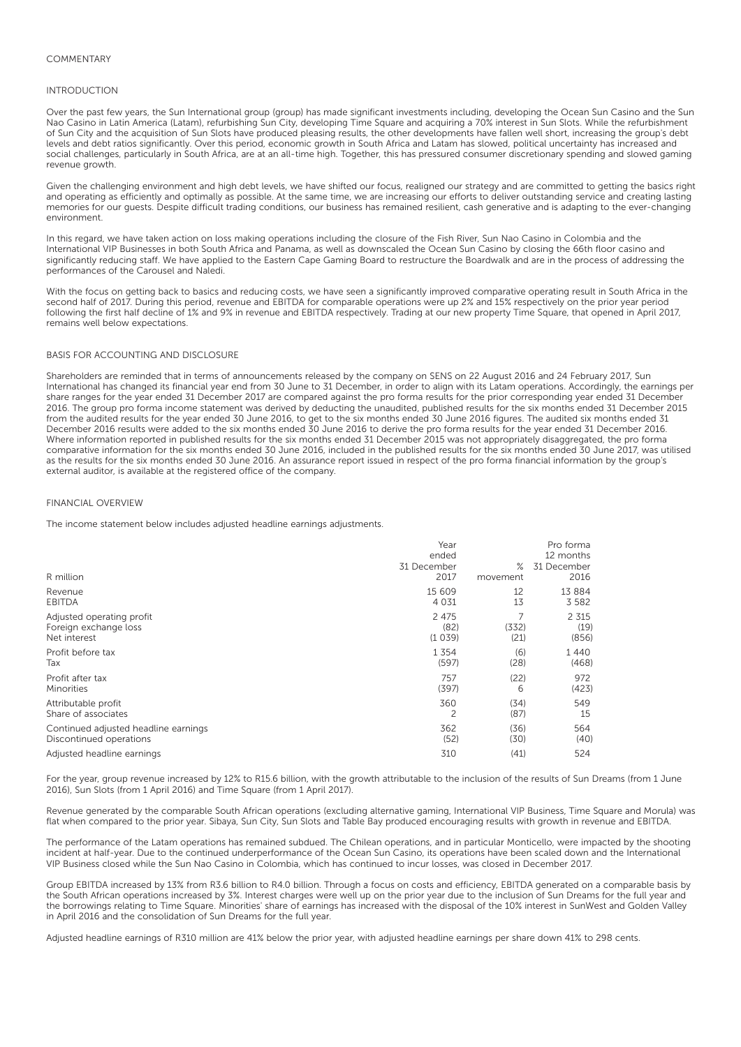## COMMENTARY

### INTRODUCTION

Over the past few years, the Sun International group (group) has made significant investments including, developing the Ocean Sun Casino and the Sun Nao Casino in Latin America (Latam), refurbishing Sun City, developing Time Square and acquiring a 70% interest in Sun Slots. While the refurbishment of Sun City and the acquisition of Sun Slots have produced pleasing results, the other developments have fallen well short, increasing the group's debt levels and debt ratios significantly. Over this period, economic growth in South Africa and Latam has slowed, political uncertainty has increased and social challenges, particularly in South Africa, are at an all-time high. Together, this has pressured consumer discretionary spending and slowed gaming revenue growth.

Given the challenging environment and high debt levels, we have shifted our focus, realigned our strategy and are committed to getting the basics right and operating as efficiently and optimally as possible. At the same time, we are increasing our efforts to deliver outstanding service and creating lasting memories for our guests. Despite difficult trading conditions, our business has remained resilient, cash generative and is adapting to the ever-changing environment.

In this regard, we have taken action on loss making operations including the closure of the Fish River, Sun Nao Casino in Colombia and the International VIP Businesses in both South Africa and Panama, as well as downscaled the Ocean Sun Casino by closing the 66th floor casino and significantly reducing staff. We have applied to the Eastern Cape Gaming Board to restructure the Boardwalk and are in the process of addressing the performances of the Carousel and Naledi.

With the focus on getting back to basics and reducing costs, we have seen a significantly improved comparative operating result in South Africa in the second half of 2017. During this period, revenue and EBITDA for comparable operations were up 2% and 15% respectively on the prior year period following the first half decline of 1% and 9% in revenue and EBITDA respectively. Trading at our new property Time Square, that opened in April 2017, remains well below expectations.

### BASIS FOR ACCOUNTING AND DISCLOSURE

Shareholders are reminded that in terms of announcements released by the company on SENS on 22 August 2016 and 24 February 2017, Sun International has changed its financial year end from 30 June to 31 December, in order to align with its Latam operations. Accordingly, the earnings per share ranges for the year ended 31 December 2017 are compared against the pro forma results for the prior corresponding year ended 31 December 2016. The group pro forma income statement was derived by deducting the unaudited, published results for the six months ended 31 December 2015 from the audited results for the year ended 30 June 2016, to get to the six months ended 30 June 2016 figures. The audited six months ended 31 December 2016 results were added to the six months ended 30 June 2016 to derive the pro forma results for the year ended 31 December 2016. Where information reported in published results for the six months ended 31 December 2015 was not appropriately disaggregated, the pro forma comparative information for the six months ended 30 June 2016, included in the published results for the six months ended 30 June 2017, was utilised as the results for the six months ended 30 June 2016. An assurance report issued in respect of the pro forma financial information by the group's external auditor, is available at the registered office of the company.

### FINANCIAL OVERVIEW

The income statement below includes adjusted headline earnings adjustments.

| R million | Year ended 31 December 2017 | % movement | Pro forma 12 months 31 December 2016 |
|---|---|---|---|
| Revenue | 15 609 | 12 | 13 884 |
| EBITDA | 4 031 | 13 | 3 582 |
| Adjusted operating profit | 2 475 | 7 | 2 315 |
| Foreign exchange loss | (82) | (332) | (19) |
| Net interest | (1 039) | (21) | (856) |
| Profit before tax | 1 354 | (6) | 1 440 |
| Tax | (597) | (28) | (468) |
| Profit after tax | 757 | (22) | 972 |
| Minorities | (397) | 6 | (423) |
| Attributable profit | 360 | (34) | 549 |
| Share of associates | 2 | (87) | 15 |
| Continued adjusted headline earnings | 362 | (36) | 564 |
| Discontinued operations | (52) | (30) | (40) |
| Adjusted headline earnings | 310 | (41) | 524 |

For the year, group revenue increased by 12% to R15.6 billion, with the growth attributable to the inclusion of the results of Sun Dreams (from 1 June 2016), Sun Slots (from 1 April 2016) and Time Square (from 1 April 2017).

Revenue generated by the comparable South African operations (excluding alternative gaming, International VIP Business, Time Square and Morula) was flat when compared to the prior year. Sibaya, Sun City, Sun Slots and Table Bay produced encouraging results with growth in revenue and EBITDA.

The performance of the Latam operations has remained subdued. The Chilean operations, and in particular Monticello, were impacted by the shooting incident at half-year. Due to the continued underperformance of the Ocean Sun Casino, its operations have been scaled down and the International VIP Business closed while the Sun Nao Casino in Colombia, which has continued to incur losses, was closed in December 2017.

Group EBITDA increased by 13% from R3.6 billion to R4.0 billion. Through a focus on costs and efficiency, EBITDA generated on a comparable basis by the South African operations increased by 3%. Interest charges were well up on the prior year due to the inclusion of Sun Dreams for the full year and the borrowings relating to Time Square. Minorities' share of earnings has increased with the disposal of the 10% interest in SunWest and Golden Valley in April 2016 and the consolidation of Sun Dreams for the full year.

Adjusted headline earnings of R310 million are 41% below the prior year, with adjusted headline earnings per share down 41% to 298 cents.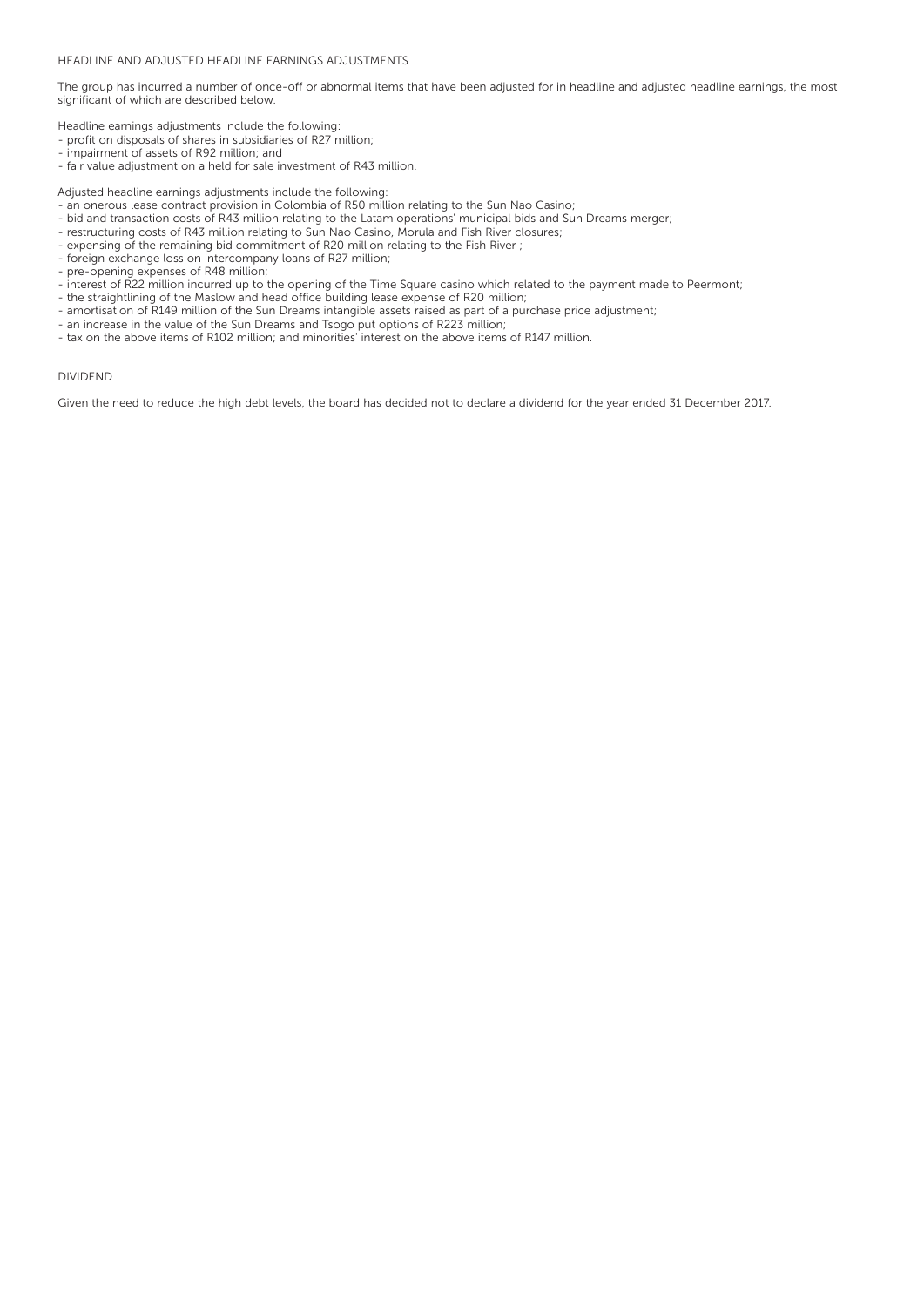## HEADLINE AND ADJUSTED HEADLINE EARNINGS ADJUSTMENTS

The group has incurred a number of once-off or abnormal items that have been adjusted for in headline and adjusted headline earnings, the most significant of which are described below.

Headline earnings adjustments include the following:

- profit on disposals of shares in subsidiaries of R27 million;
- impairment of assets of R92 million; and
- fair value adjustment on a held for sale investment of R43 million.

Adjusted headline earnings adjustments include the following:

- an onerous lease contract provision in Colombia of R50 million relating to the Sun Nao Casino;
- bid and transaction costs of R43 million relating to the Latam operations' municipal bids and Sun Dreams merger;
- restructuring costs of R43 million relating to Sun Nao Casino, Morula and Fish River closures;
- expensing of the remaining bid commitment of R20 million relating to the Fish River ;
- foreign exchange loss on intercompany loans of R27 million;
- pre-opening expenses of R48 million;
- interest of R22 million incurred up to the opening of the Time Square casino which related to the payment made to Peermont;
- the straightlining of the Maslow and head office building lease expense of R20 million;
- amortisation of R149 million of the Sun Dreams intangible assets raised as part of a purchase price adjustment;
- an increase in the value of the Sun Dreams and Tsogo put options of R223 million;
- tax on the above items of R102 million; and minorities' interest on the above items of R147 million.

## DIVIDEND

Given the need to reduce the high debt levels, the board has decided not to declare a dividend for the year ended 31 December 2017.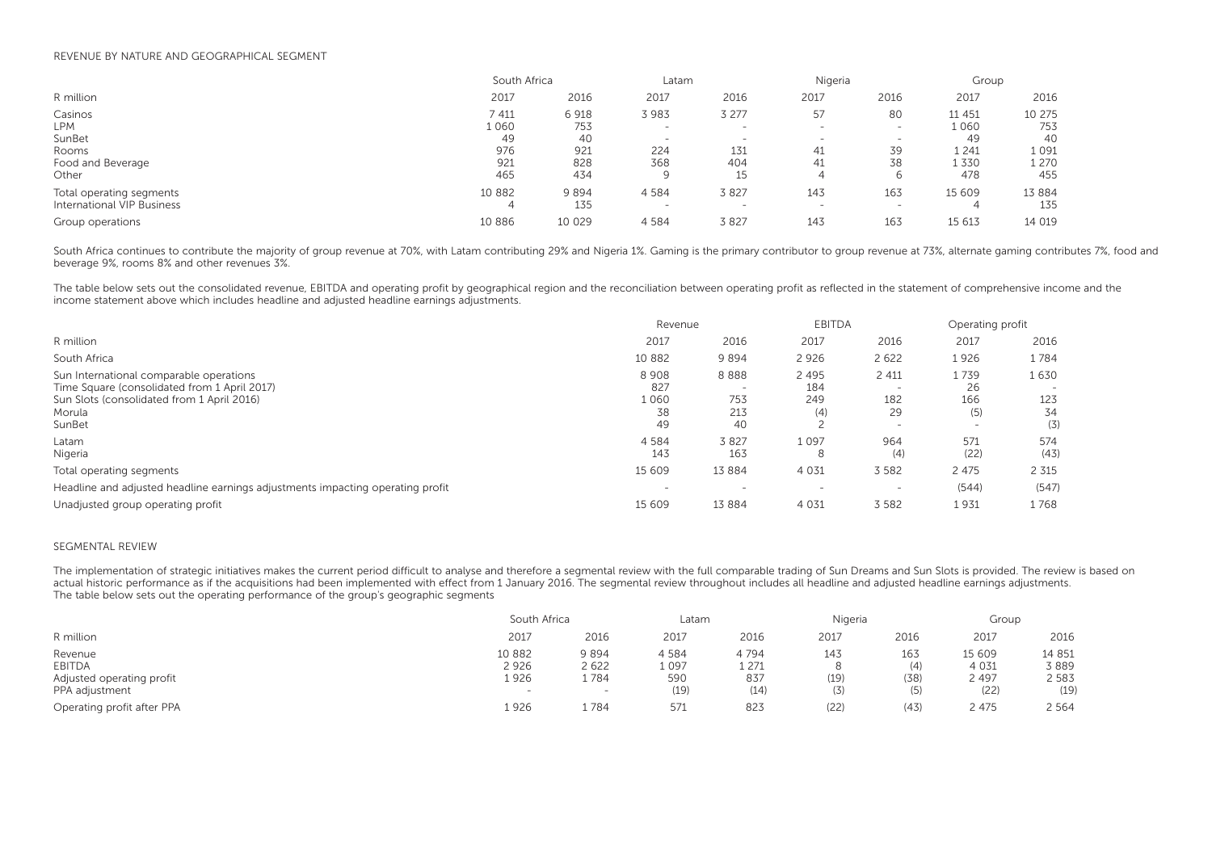REVENUE BY NATURE AND GEOGRAPHICAL SEGMENT

| | South Africa | | Latam | | Nigeria | | Group | |
|---|---|---|---|---|---|---|---|---|
| R million | 2017 | 2016 | 2017 | 2016 | 2017 | 2016 | 2017 | 2016 |
| Casinos | 7 411 | 6 918 | 3 983 | 3 277 | 57 | 80 | 11 451 | 10 275 |
| LPM | 1 060 | 753 | – | – | – | – | 1 060 | 753 |
| SunBet | 49 | 40 | – | – | – | – | 49 | 40 |
| Rooms | 976 | 921 | 224 | 131 | 41 | 39 | 1 241 | 1 091 |
| Food and Beverage | 921 | 828 | 368 | 404 | 41 | 38 | 1 330 | 1 270 |
| Other | 465 | 434 | 9 | 15 | 4 | 6 | 478 | 455 |
| Total operating segments | 10 882 | 9 894 | 4 584 | 3 827 | 143 | 163 | 15 609 | 13 884 |
| International VIP Business | 4 | 135 | – | – | – | – | 4 | 135 |
| Group operations | 10 886 | 10 029 | 4 584 | 3 827 | 143 | 163 | 15 613 | 14 019 |

South Africa continues to contribute the majority of group revenue at 70%, with Latam contributing 29% and Nigeria 1%. Gaming is the primary contributor to group revenue at 73%, alternate gaming contributes 7%, food and beverage 9%, rooms 8% and other revenues 3%.

The table below sets out the consolidated revenue, EBITDA and operating profit by geographical region and the reconciliation between operating profit as reflected in the statement of comprehensive income and the income statement above which includes headline and adjusted headline earnings adjustments.

| | Revenue | | EBITDA | | Operating profit | |
|---|---|---|---|---|---|---|
| R million | 2017 | 2016 | 2017 | 2016 | 2017 | 2016 |
| South Africa | 10 882 | 9 894 | 2 926 | 2 622 | 1 926 | 1 784 |
| Sun International comparable operations | 8 908 | 8 888 | 2 495 | 2 411 | 1 739 | 1 630 |
| Time Square (consolidated from 1 April 2017) | 827 | – | 184 | – | 26 | – |
| Sun Slots (consolidated from 1 April 2016) | 1 060 | 753 | 249 | 182 | 166 | 123 |
| Morula | 38 | 213 | (4) | 29 | (5) | 34 |
| SunBet | 49 | 40 | 2 | – | – | (3) |
| Latam | 4 584 | 3 827 | 1 097 | 964 | 571 | 574 |
| Nigeria | 143 | 163 | 8 | (4) | (22) | (43) |
| Total operating segments | 15 609 | 13 884 | 4 031 | 3 582 | 2 475 | 2 315 |
| Headline and adjusted headline earnings adjustments impacting operating profit | – | – | – | – | (544) | (547) |
| Unadjusted group operating profit | 15 609 | 13 884 | 4 031 | 3 582 | 1 931 | 1 768 |

SEGMENTAL REVIEW

The implementation of strategic initiatives makes the current period difficult to analyse and therefore a segmental review with the full comparable trading of Sun Dreams and Sun Slots is provided. The review is based on actual historic performance as if the acquisitions had been implemented with effect from 1 January 2016. The segmental review throughout includes all headline and adjusted headline earnings adjustments.
The table below sets out the operating performance of the group's geographic segments

| | South Africa | | Latam | | Nigeria | | Group | |
|---|---|---|---|---|---|---|---|---|
| R million | 2017 | 2016 | 2017 | 2016 | 2017 | 2016 | 2017 | 2016 |
| Revenue | 10 882 | 9 894 | 4 584 | 4 794 | 143 | 163 | 15 609 | 14 851 |
| EBITDA | 2 926 | 2 622 | 1 097 | 1 271 | 8 | (4) | 4 031 | 3 889 |
| Adjusted operating profit | 1 926 | 1 784 | 590 | 837 | (19) | (38) | 2 497 | 2 583 |
| PPA adjustment | – | – | (19) | (14) | (3) | (5) | (22) | (19) |
| Operating profit after PPA | 1 926 | 1 784 | 571 | 823 | (22) | (43) | 2 475 | 2 564 |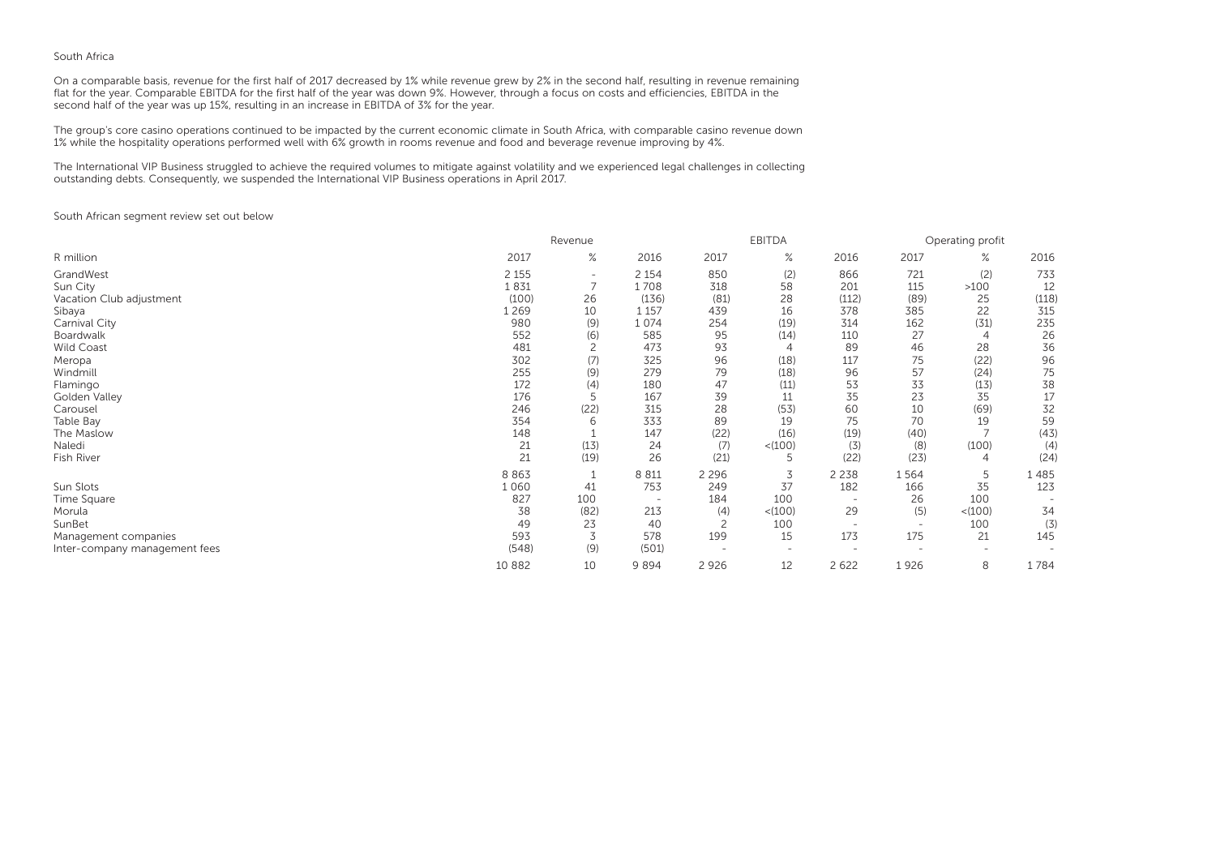South Africa

On a comparable basis, revenue for the first half of 2017 decreased by 1% while revenue grew by 2% in the second half, resulting in revenue remaining flat for the year. Comparable EBITDA for the first half of the year was down 9%. However, through a focus on costs and efficiencies, EBITDA in the second half of the year was up 15%, resulting in an increase in EBITDA of 3% for the year.

The group's core casino operations continued to be impacted by the current economic climate in South Africa, with comparable casino revenue down 1% while the hospitality operations performed well with 6% growth in rooms revenue and food and beverage revenue improving by 4%.

The International VIP Business struggled to achieve the required volumes to mitigate against volatility and we experienced legal challenges in collecting outstanding debts. Consequently, we suspended the International VIP Business operations in April 2017.

South African segment review set out below

| | Revenue | | | EBITDA | | | Operating profit | | |
|---|---|---|---|---|---|---|---|---|---|
| R million | 2017 | % | 2016 | 2017 | % | 2016 | 2017 | % | 2016 |
| GrandWest | 2 155 | - | 2 154 | 850 | (2) | 866 | 721 | (2) | 733 |
| Sun City | 1 831 | 7 | 1 708 | 318 | 58 | 201 | 115 | >100 | 12 |
| Vacation Club adjustment | (100) | 26 | (136) | (81) | 28 | (112) | (89) | 25 | (118) |
| Sibaya | 1 269 | 10 | 1 157 | 439 | 16 | 378 | 385 | 22 | 315 |
| Carnival City | 980 | (9) | 1 074 | 254 | (19) | 314 | 162 | (31) | 235 |
| Boardwalk | 552 | (6) | 585 | 95 | (14) | 110 | 27 | 4 | 26 |
| Wild Coast | 481 | 2 | 473 | 93 | 4 | 89 | 46 | 28 | 36 |
| Meropa | 302 | (7) | 325 | 96 | (18) | 117 | 75 | (22) | 96 |
| Windmill | 255 | (9) | 279 | 79 | (18) | 96 | 57 | (24) | 75 |
| Flamingo | 172 | (4) | 180 | 47 | (11) | 53 | 33 | (13) | 38 |
| Golden Valley | 176 | 5 | 167 | 39 | 11 | 35 | 23 | 35 | 17 |
| Carousel | 246 | (22) | 315 | 28 | (53) | 60 | 10 | (69) | 32 |
| Table Bay | 354 | 6 | 333 | 89 | 19 | 75 | 70 | 19 | 59 |
| The Maslow | 148 | 1 | 147 | (22) | (16) | (19) | (40) | 7 | (43) |
| Naledi | 21 | (13) | 24 | (7) | <(100) | (3) | (8) | (100) | (4) |
| Fish River | 21 | (19) | 26 | (21) | 5 | (22) | (23) | 4 | (24) |
| | 8 863 | 1 | 8 811 | 2 296 | 3 | 2 238 | 1 564 | 5 | 1 485 |
| Sun Slots | 1 060 | 41 | 753 | 249 | 37 | 182 | 166 | 35 | 123 |
| Time Square | 827 | 100 | - | 184 | 100 | - | 26 | 100 | - |
| Morula | 38 | (82) | 213 | (4) | <(100) | 29 | (5) | <(100) | 34 |
| SunBet | 49 | 23 | 40 | 2 | 100 | - | - | 100 | (3) |
| Management companies | 593 | 3 | 578 | 199 | 15 | 173 | 175 | 21 | 145 |
| Inter-company management fees | (548) | (9) | (501) | - | - | - | - | - | - |
| | 10 882 | 10 | 9 894 | 2 926 | 12 | 2 622 | 1 926 | 8 | 1 784 |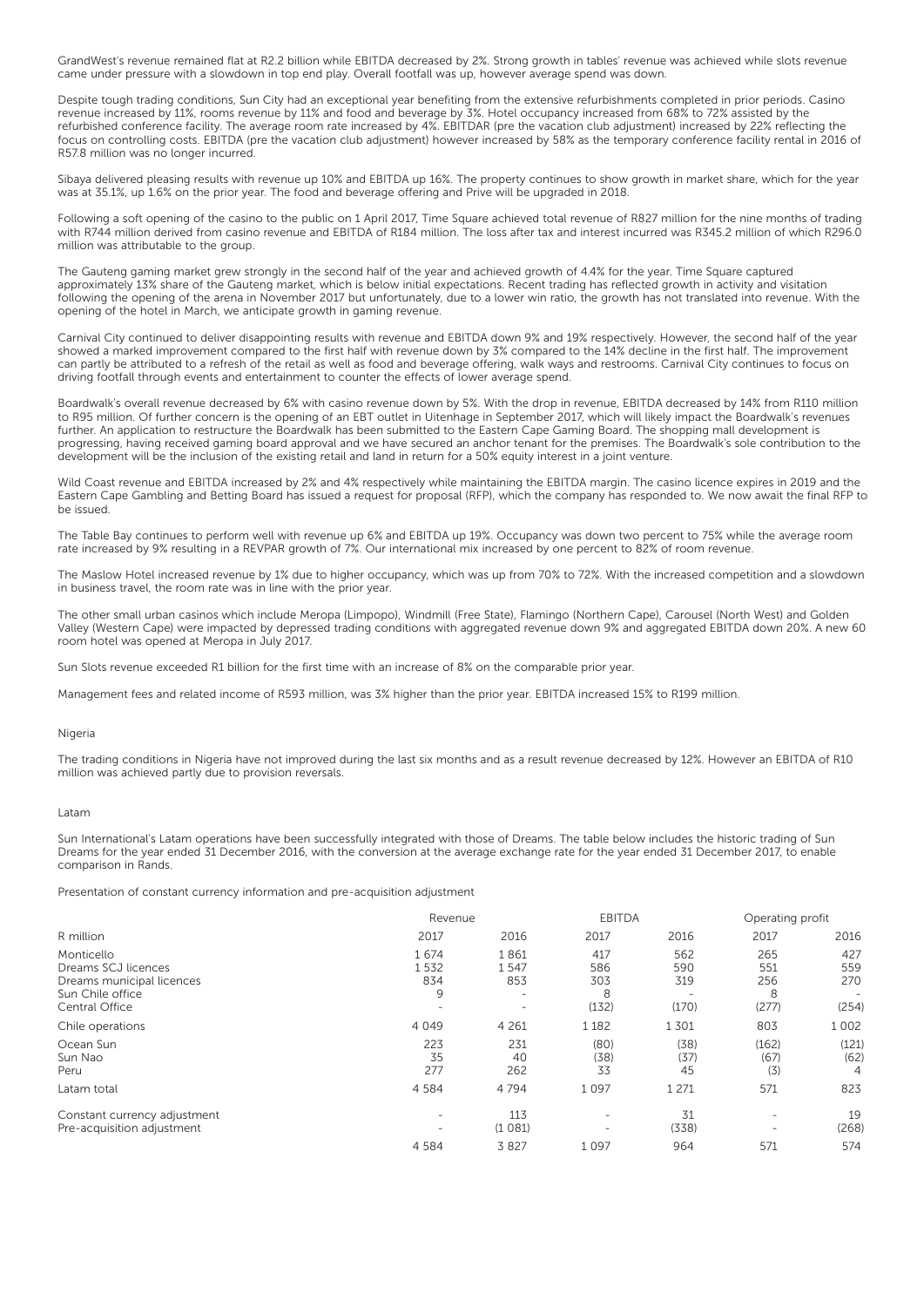GrandWest's revenue remained flat at R2.2 billion while EBITDA decreased by 2%. Strong growth in tables' revenue was achieved while slots revenue came under pressure with a slowdown in top end play. Overall footfall was up, however average spend was down.

Despite tough trading conditions, Sun City had an exceptional year benefiting from the extensive refurbishments completed in prior periods. Casino revenue increased by 11%, rooms revenue by 11% and food and beverage by 3%. Hotel occupancy increased from 68% to 72% assisted by the refurbished conference facility. The average room rate increased by 4%. EBITDAR (pre the vacation club adjustment) increased by 22% reflecting the focus on controlling costs. EBITDA (pre the vacation club adjustment) however increased by 58% as the temporary conference facility rental in 2016 of R57.8 million was no longer incurred.

Sibaya delivered pleasing results with revenue up 10% and EBITDA up 16%. The property continues to show growth in market share, which for the year was at 35.1%, up 1.6% on the prior year. The food and beverage offering and Prive will be upgraded in 2018.

Following a soft opening of the casino to the public on 1 April 2017, Time Square achieved total revenue of R827 million for the nine months of trading with R744 million derived from casino revenue and EBITDA of R184 million. The loss after tax and interest incurred was R345.2 million of which R296.0 million was attributable to the group.

The Gauteng gaming market grew strongly in the second half of the year and achieved growth of 4.4% for the year. Time Square captured approximately 13% share of the Gauteng market, which is below initial expectations. Recent trading has reflected growth in activity and visitation following the opening of the arena in November 2017 but unfortunately, due to a lower win ratio, the growth has not translated into revenue. With the opening of the hotel in March, we anticipate growth in gaming revenue.

Carnival City continued to deliver disappointing results with revenue and EBITDA down 9% and 19% respectively. However, the second half of the year showed a marked improvement compared to the first half with revenue down by 3% compared to the 14% decline in the first half. The improvement can partly be attributed to a refresh of the retail as well as food and beverage offering, walk ways and restrooms. Carnival City continues to focus on driving footfall through events and entertainment to counter the effects of lower average spend.

Boardwalk's overall revenue decreased by 6% with casino revenue down by 5%. With the drop in revenue, EBITDA decreased by 14% from R110 million to R95 million. Of further concern is the opening of an EBT outlet in Uitenhage in September 2017, which will likely impact the Boardwalk's revenues further. An application to restructure the Boardwalk has been submitted to the Eastern Cape Gaming Board. The shopping mall development is progressing, having received gaming board approval and we have secured an anchor tenant for the premises. The Boardwalk's sole contribution to the development will be the inclusion of the existing retail and land in return for a 50% equity interest in a joint venture.

Wild Coast revenue and EBITDA increased by 2% and 4% respectively while maintaining the EBITDA margin. The casino licence expires in 2019 and the Eastern Cape Gambling and Betting Board has issued a request for proposal (RFP), which the company has responded to. We now await the final RFP to be issued.

The Table Bay continues to perform well with revenue up 6% and EBITDA up 19%. Occupancy was down two percent to 75% while the average room rate increased by 9% resulting in a REVPAR growth of 7%. Our international mix increased by one percent to 82% of room revenue.

The Maslow Hotel increased revenue by 1% due to higher occupancy, which was up from 70% to 72%. With the increased competition and a slowdown in business travel, the room rate was in line with the prior year.

The other small urban casinos which include Meropa (Limpopo), Windmill (Free State), Flamingo (Northern Cape), Carousel (North West) and Golden Valley (Western Cape) were impacted by depressed trading conditions with aggregated revenue down 9% and aggregated EBITDA down 20%. A new 60 room hotel was opened at Meropa in July 2017.

Sun Slots revenue exceeded R1 billion for the first time with an increase of 8% on the comparable prior year.

Management fees and related income of R593 million, was 3% higher than the prior year. EBITDA increased 15% to R199 million.

## Nigeria

The trading conditions in Nigeria have not improved during the last six months and as a result revenue decreased by 12%. However an EBITDA of R10 million was achieved partly due to provision reversals.

## Latam

Sun International's Latam operations have been successfully integrated with those of Dreams. The table below includes the historic trading of Sun Dreams for the year ended 31 December 2016, with the conversion at the average exchange rate for the year ended 31 December 2017, to enable comparison in Rands.

Presentation of constant currency information and pre-acquisition adjustment

| | Revenue | | EBITDA | | Operating profit | |
|---|---|---|---|---|---|---|
| R million | 2017 | 2016 | 2017 | 2016 | 2017 | 2016 |
| Monticello | 1 674 | 1 861 | 417 | 562 | 265 | 427 |
| Dreams SCJ licences | 1 532 | 1 547 | 586 | 590 | 551 | 559 |
| Dreams municipal licences | 834 | 853 | 303 | 319 | 256 | 270 |
| Sun Chile office | 9 | - | 8 | - | 8 | - |
| Central Office | - | - | (132) | (170) | (277) | (254) |
| Chile operations | 4 049 | 4 261 | 1 182 | 1 301 | 803 | 1 002 |
| Ocean Sun | 223 | 231 | (80) | (38) | (162) | (121) |
| Sun Nao | 35 | 40 | (38) | (37) | (67) | (62) |
| Peru | 277 | 262 | 33 | 45 | (3) | 4 |
| Latam total | 4 584 | 4 794 | 1 097 | 1 271 | 571 | 823 |
| Constant currency adjustment | - | 113 | - | 31 | - | 19 |
| Pre-acquisition adjustment | - | (1 081) | - | (338) | - | (268) |
| | 4 584 | 3 827 | 1 097 | 964 | 571 | 574 |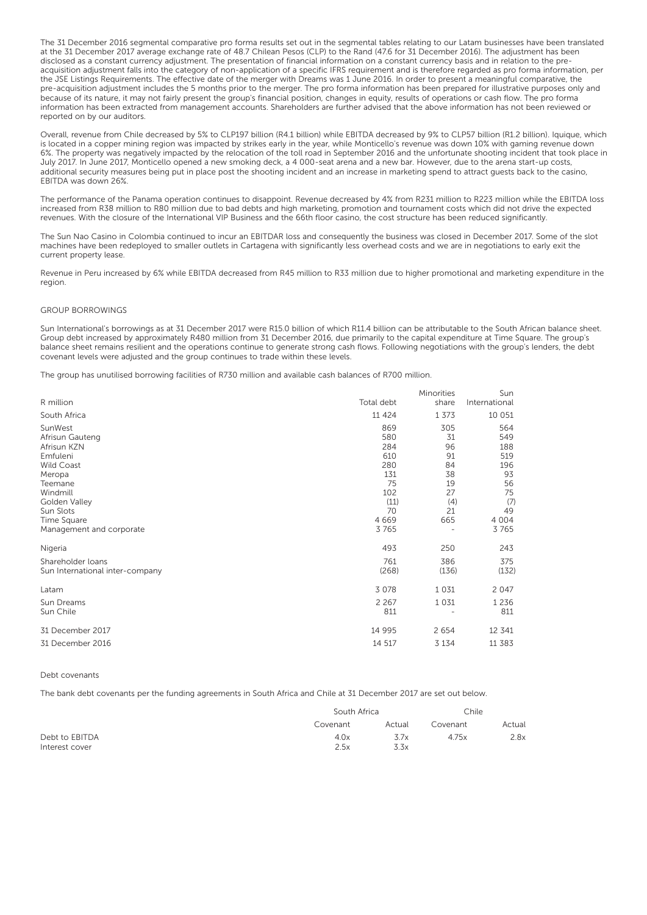The 31 December 2016 segmental comparative pro forma results set out in the segmental tables relating to our Latam businesses have been translated at the 31 December 2017 average exchange rate of 48.7 Chilean Pesos (CLP) to the Rand (47.6 for 31 December 2016). The adjustment has been disclosed as a constant currency adjustment. The presentation of financial information on a constant currency basis and in relation to the pre-acquisition adjustment falls into the category of non-application of a specific IFRS requirement and is therefore regarded as pro forma information, per the JSE Listings Requirements. The effective date of the merger with Dreams was 1 June 2016. In order to present a meaningful comparative, the pre-acquisition adjustment includes the 5 months prior to the merger. The pro forma information has been prepared for illustrative purposes only and because of its nature, it may not fairly present the group's financial position, changes in equity, results of operations or cash flow. The pro forma information has been extracted from management accounts. Shareholders are further advised that the above information has not been reviewed or reported on by our auditors.

Overall, revenue from Chile decreased by 5% to CLP197 billion (R4.1 billion) while EBITDA decreased by 9% to CLP57 billion (R1.2 billion). Iquique, which is located in a copper mining region was impacted by strikes early in the year, while Monticello's revenue was down 10% with gaming revenue down 6%. The property was negatively impacted by the relocation of the toll road in September 2016 and the unfortunate shooting incident that took place in July 2017. In June 2017, Monticello opened a new smoking deck, a 4 000-seat arena and a new bar. However, due to the arena start-up costs, additional security measures being put in place post the shooting incident and an increase in marketing spend to attract guests back to the casino, EBITDA was down 26%.

The performance of the Panama operation continues to disappoint. Revenue decreased by 4% from R231 million to R223 million while the EBITDA loss increased from R38 million to R80 million due to bad debts and high marketing, promotion and tournament costs which did not drive the expected revenues. With the closure of the International VIP Business and the 66th floor casino, the cost structure has been reduced significantly.

The Sun Nao Casino in Colombia continued to incur an EBITDAR loss and consequently the business was closed in December 2017. Some of the slot machines have been redeployed to smaller outlets in Cartagena with significantly less overhead costs and we are in negotiations to early exit the current property lease.

Revenue in Peru increased by 6% while EBITDA decreased from R45 million to R33 million due to higher promotional and marketing expenditure in the region.

## GROUP BORROWINGS

Sun International's borrowings as at 31 December 2017 were R15.0 billion of which R11.4 billion can be attributable to the South African balance sheet. Group debt increased by approximately R480 million from 31 December 2016, due primarily to the capital expenditure at Time Square. The group's balance sheet remains resilient and the operations continue to generate strong cash flows. Following negotiations with the group's lenders, the debt covenant levels were adjusted and the group continues to trade within these levels.

The group has unutilised borrowing facilities of R730 million and available cash balances of R700 million.

| R million | Total debt | Minorities share | Sun International |
|---|---|---|---|
| South Africa | 11 424 | 1 373 | 10 051 |
| SunWest | 869 | 305 | 564 |
| Afrisun Gauteng | 580 | 31 | 549 |
| Afrisun KZN | 284 | 96 | 188 |
| Emfuleni | 610 | 91 | 519 |
| Wild Coast | 280 | 84 | 196 |
| Meropa | 131 | 38 | 93 |
| Teemane | 75 | 19 | 56 |
| Windmill | 102 | 27 | 75 |
| Golden Valley | (11) | (4) | (7) |
| Sun Slots | 70 | 21 | 49 |
| Time Square | 4 669 | 665 | 4 004 |
| Management and corporate | 3 765 | - | 3 765 |
| Nigeria | 493 | 250 | 243 |
| Shareholder loans | 761 | 386 | 375 |
| Sun International inter-company | (268) | (136) | (132) |
| Latam | 3 078 | 1 031 | 2 047 |
| Sun Dreams | 2 267 | 1 031 | 1 236 |
| Sun Chile | 811 | - | 811 |
| 31 December 2017 | 14 995 | 2 654 | 12 341 |
| 31 December 2016 | 14 517 | 3 134 | 11 383 |

### Debt covenants

The bank debt covenants per the funding agreements in South Africa and Chile at 31 December 2017 are set out below.

| | South Africa | | Chile | |
|---|---|---|---|---|
| | Covenant | Actual | Covenant | Actual |
| Debt to EBITDA | 4.0x | 3.7x | 4.75x | 2.8x |
| Interest cover | 2.5x | 3.3x | | |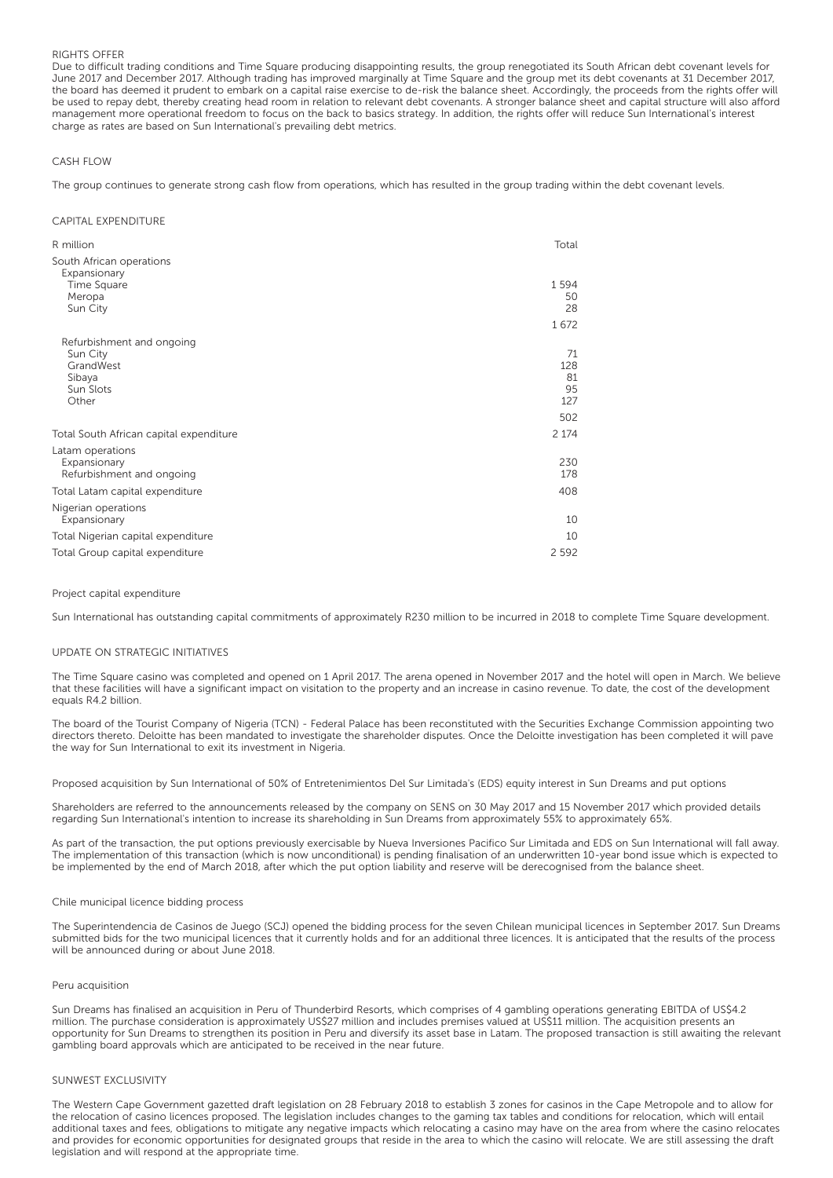## RIGHTS OFFER

Due to difficult trading conditions and Time Square producing disappointing results, the group renegotiated its South African debt covenant levels for June 2017 and December 2017. Although trading has improved marginally at Time Square and the group met its debt covenants at 31 December 2017, the board has deemed it prudent to embark on a capital raise exercise to de-risk the balance sheet. Accordingly, the proceeds from the rights offer will be used to repay debt, thereby creating head room in relation to relevant debt covenants. A stronger balance sheet and capital structure will also afford management more operational freedom to focus on the back to basics strategy. In addition, the rights offer will reduce Sun International's interest charge as rates are based on Sun International's prevailing debt metrics.

## CASH FLOW

The group continues to generate strong cash flow from operations, which has resulted in the group trading within the debt covenant levels.

## CAPITAL EXPENDITURE

| R million | Total |
|---|---|
| South African operations | |
| Expansionary | |
| Time Square | 1 594 |
| Meropa | 50 |
| Sun City | 28 |
| | 1 672 |
| Refurbishment and ongoing | |
| Sun City | 71 |
| GrandWest | 128 |
| Sibaya | 81 |
| Sun Slots | 95 |
| Other | 127 |
| | 502 |
| Total South African capital expenditure | 2 174 |
| Latam operations | |
| Expansionary | 230 |
| Refurbishment and ongoing | 178 |
| Total Latam capital expenditure | 408 |
| Nigerian operations | |
| Expansionary | 10 |
| Total Nigerian capital expenditure | 10 |
| Total Group capital expenditure | 2 592 |

### Project capital expenditure

Sun International has outstanding capital commitments of approximately R230 million to be incurred in 2018 to complete Time Square development.

## UPDATE ON STRATEGIC INITIATIVES

The Time Square casino was completed and opened on 1 April 2017. The arena opened in November 2017 and the hotel will open in March. We believe that these facilities will have a significant impact on visitation to the property and an increase in casino revenue. To date, the cost of the development equals R4.2 billion.

The board of the Tourist Company of Nigeria (TCN) - Federal Palace has been reconstituted with the Securities Exchange Commission appointing two directors thereto. Deloitte has been mandated to investigate the shareholder disputes. Once the Deloitte investigation has been completed it will pave the way for Sun International to exit its investment in Nigeria.

### Proposed acquisition by Sun International of 50% of Entretenimientos Del Sur Limitada's (EDS) equity interest in Sun Dreams and put options

Shareholders are referred to the announcements released by the company on SENS on 30 May 2017 and 15 November 2017 which provided details regarding Sun International's intention to increase its shareholding in Sun Dreams from approximately 55% to approximately 65%.

As part of the transaction, the put options previously exercisable by Nueva Inversiones Pacifico Sur Limitada and EDS on Sun International will fall away. The implementation of this transaction (which is now unconditional) is pending finalisation of an underwritten 10-year bond issue which is expected to be implemented by the end of March 2018, after which the put option liability and reserve will be derecognised from the balance sheet.

### Chile municipal licence bidding process

The Superintendencia de Casinos de Juego (SCJ) opened the bidding process for the seven Chilean municipal licences in September 2017. Sun Dreams submitted bids for the two municipal licences that it currently holds and for an additional three licences. It is anticipated that the results of the process will be announced during or about June 2018.

### Peru acquisition

Sun Dreams has finalised an acquisition in Peru of Thunderbird Resorts, which comprises of 4 gambling operations generating EBITDA of US$4.2 million. The purchase consideration is approximately US$27 million and includes premises valued at US$11 million. The acquisition presents an opportunity for Sun Dreams to strengthen its position in Peru and diversify its asset base in Latam. The proposed transaction is still awaiting the relevant gambling board approvals which are anticipated to be received in the near future.

## SUNWEST EXCLUSIVITY

The Western Cape Government gazetted draft legislation on 28 February 2018 to establish 3 zones for casinos in the Cape Metropole and to allow for the relocation of casino licences proposed. The legislation includes changes to the gaming tax tables and conditions for relocation, which will entail additional taxes and fees, obligations to mitigate any negative impacts which relocating a casino may have on the area from where the casino relocates and provides for economic opportunities for designated groups that reside in the area to which the casino will relocate. We are still assessing the draft legislation and will respond at the appropriate time.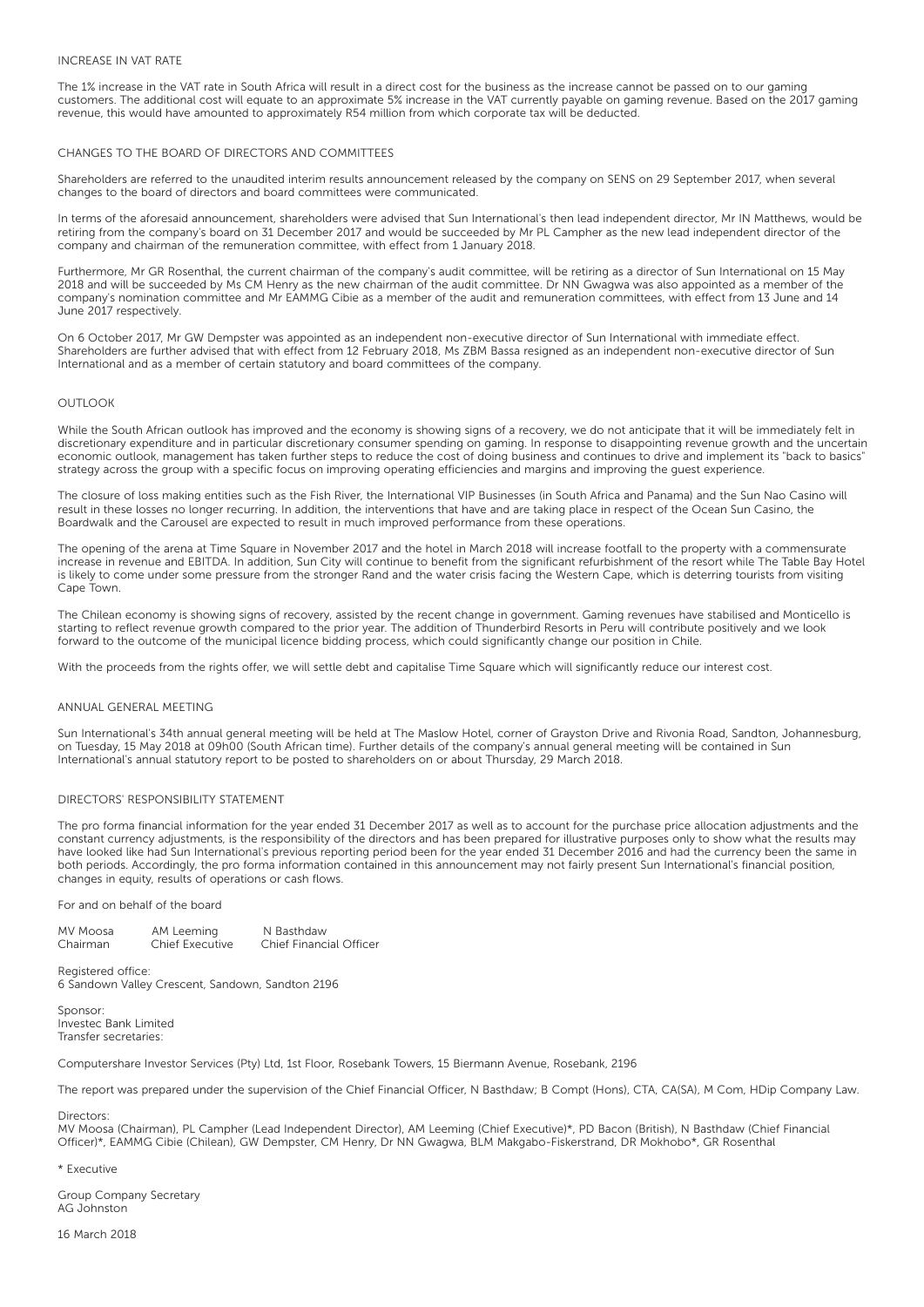## INCREASE IN VAT RATE

The 1% increase in the VAT rate in South Africa will result in a direct cost for the business as the increase cannot be passed on to our gaming customers. The additional cost will equate to an approximate 5% increase in the VAT currently payable on gaming revenue. Based on the 2017 gaming revenue, this would have amounted to approximately R54 million from which corporate tax will be deducted.

## CHANGES TO THE BOARD OF DIRECTORS AND COMMITTEES

Shareholders are referred to the unaudited interim results announcement released by the company on SENS on 29 September 2017, when several changes to the board of directors and board committees were communicated.

In terms of the aforesaid announcement, shareholders were advised that Sun International's then lead independent director, Mr IN Matthews, would be retiring from the company's board on 31 December 2017 and would be succeeded by Mr PL Campher as the new lead independent director of the company and chairman of the remuneration committee, with effect from 1 January 2018.

Furthermore, Mr GR Rosenthal, the current chairman of the company's audit committee, will be retiring as a director of Sun International on 15 May 2018 and will be succeeded by Ms CM Henry as the new chairman of the audit committee. Dr NN Gwagwa was also appointed as a member of the company's nomination committee and Mr EAMMG Cibie as a member of the audit and remuneration committees, with effect from 13 June and 14 June 2017 respectively.

On 6 October 2017, Mr GW Dempster was appointed as an independent non-executive director of Sun International with immediate effect. Shareholders are further advised that with effect from 12 February 2018, Ms ZBM Bassa resigned as an independent non-executive director of Sun International and as a member of certain statutory and board committees of the company.

## OUTLOOK

While the South African outlook has improved and the economy is showing signs of a recovery, we do not anticipate that it will be immediately felt in discretionary expenditure and in particular discretionary consumer spending on gaming. In response to disappointing revenue growth and the uncertain economic outlook, management has taken further steps to reduce the cost of doing business and continues to drive and implement its "back to basics" strategy across the group with a specific focus on improving operating efficiencies and margins and improving the guest experience.

The closure of loss making entities such as the Fish River, the International VIP Businesses (in South Africa and Panama) and the Sun Nao Casino will result in these losses no longer recurring. In addition, the interventions that have and are taking place in respect of the Ocean Sun Casino, the Boardwalk and the Carousel are expected to result in much improved performance from these operations.

The opening of the arena at Time Square in November 2017 and the hotel in March 2018 will increase footfall to the property with a commensurate increase in revenue and EBITDA. In addition, Sun City will continue to benefit from the significant refurbishment of the resort while The Table Bay Hotel is likely to come under some pressure from the stronger Rand and the water crisis facing the Western Cape, which is deterring tourists from visiting Cape Town.

The Chilean economy is showing signs of recovery, assisted by the recent change in government. Gaming revenues have stabilised and Monticello is starting to reflect revenue growth compared to the prior year. The addition of Thunderbird Resorts in Peru will contribute positively and we look forward to the outcome of the municipal licence bidding process, which could significantly change our position in Chile.

With the proceeds from the rights offer, we will settle debt and capitalise Time Square which will significantly reduce our interest cost.

## ANNUAL GENERAL MEETING

Sun International's 34th annual general meeting will be held at The Maslow Hotel, corner of Grayston Drive and Rivonia Road, Sandton, Johannesburg, on Tuesday, 15 May 2018 at 09h00 (South African time). Further details of the company's annual general meeting will be contained in Sun International's annual statutory report to be posted to shareholders on or about Thursday, 29 March 2018.

## DIRECTORS' RESPONSIBILITY STATEMENT

The pro forma financial information for the year ended 31 December 2017 as well as to account for the purchase price allocation adjustments and the constant currency adjustments, is the responsibility of the directors and has been prepared for illustrative purposes only to show what the results may have looked like had Sun International's previous reporting period been for the year ended 31 December 2016 and had the currency been the same in both periods. Accordingly, the pro forma information contained in this announcement may not fairly present Sun International's financial position, changes in equity, results of operations or cash flows.

For and on behalf of the board

| MV Moosa | AM Leeming | N Basthdaw |
|---|---|---|
| Chairman | Chief Executive | Chief Financial Officer |

Registered office:
6 Sandown Valley Crescent, Sandown, Sandton 2196

Sponsor:
Investec Bank Limited
Transfer secretaries:

Computershare Investor Services (Pty) Ltd, 1st Floor, Rosebank Towers, 15 Biermann Avenue, Rosebank, 2196

The report was prepared under the supervision of the Chief Financial Officer, N Basthdaw; B Compt (Hons), CTA, CA(SA), M Com, HDip Company Law.

Directors:
MV Moosa (Chairman), PL Campher (Lead Independent Director), AM Leeming (Chief Executive)*, PD Bacon (British), N Basthdaw (Chief Financial Officer)*, EAMMG Cibie (Chilean), GW Dempster, CM Henry, Dr NN Gwagwa, BLM Makgabo-Fiskerstrand, DR Mokhobo*, GR Rosenthal

\* Executive

Group Company Secretary
AG Johnston

16 March 2018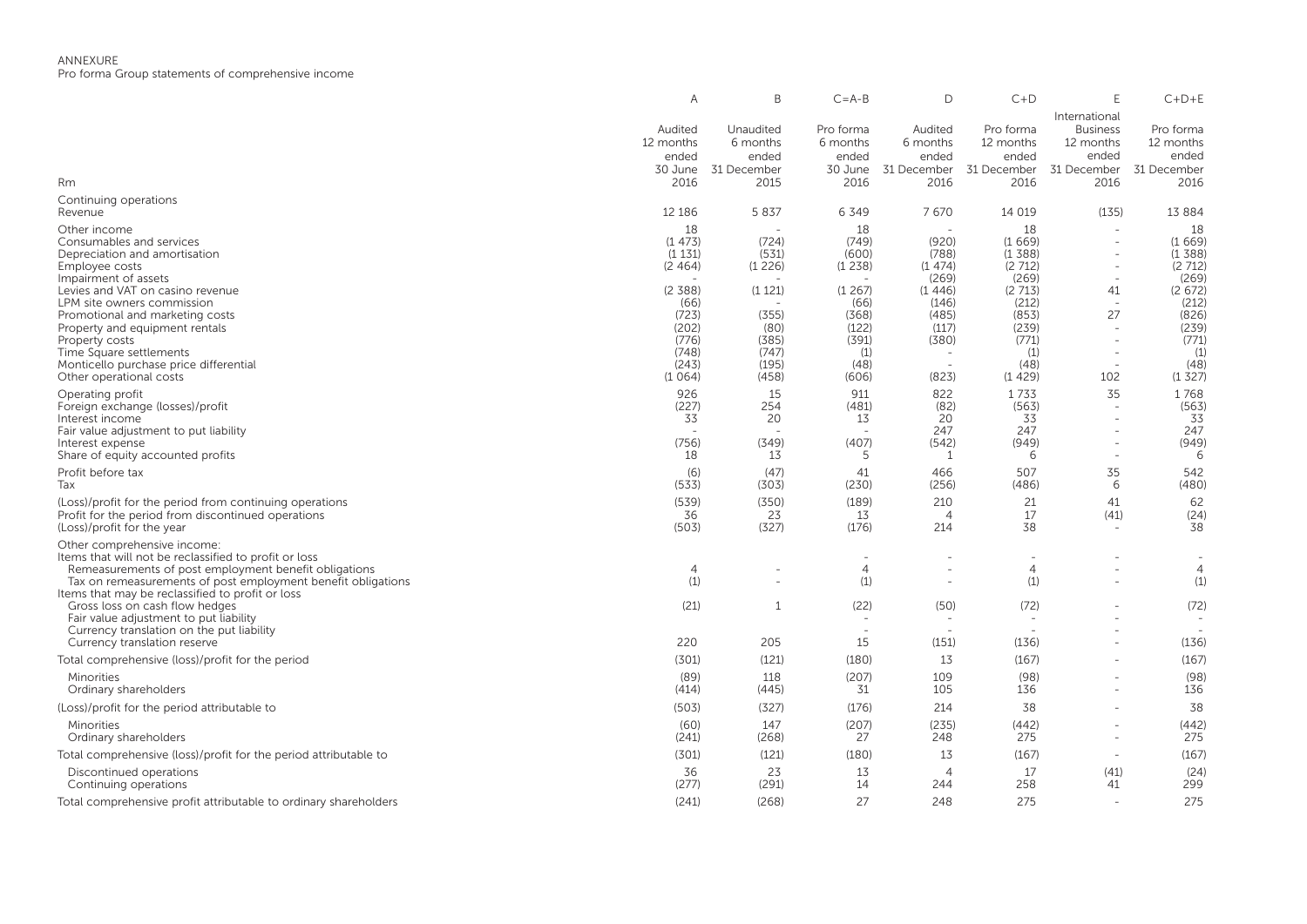ANNEXURE

Pro forma Group statements of comprehensive income

| Rm | A<br>Audited 12 months ended 30 June 2016 | B<br>Unaudited 6 months ended 31 December 2015 | C=A-B<br>Pro forma 6 months ended 30 June 2016 | D<br>Audited 6 months ended 31 December 2016 | C+D<br>Pro forma 12 months ended 31 December 2016 | E<br>International Business 12 months ended 31 December 2016 | C+D+E<br>Pro forma 12 months ended 31 December 2016 |
|---|---|---|---|---|---|---|---|
| Continuing operations | | | | | | | |
| Revenue | 12 186 | 5 837 | 6 349 | 7 670 | 14 019 | (135) | 13 884 |
| Other income | 18 | - | 18 | - | 18 | - | 18 |
| Consumables and services | (1 473) | (724) | (749) | (920) | (1 669) | - | (1 669) |
| Depreciation and amortisation | (1 131) | (531) | (600) | (788) | (1 388) | - | (1 388) |
| Employee costs | (2 464) | (1 226) | (1 238) | (1 474) | (2 712) | - | (2 712) |
| Impairment of assets | - | - | - | (269) | (269) | - | (269) |
| Levies and VAT on casino revenue | (2 388) | (1 121) | (1 267) | (1 446) | (2 713) | 41 | (2 672) |
| LPM site owners commission | (66) | - | (66) | (146) | (212) | - | (212) |
| Promotional and marketing costs | (723) | (355) | (368) | (485) | (853) | 27 | (826) |
| Property and equipment rentals | (202) | (80) | (122) | (117) | (239) | - | (239) |
| Property costs | (776) | (385) | (391) | (380) | (771) | - | (771) |
| Time Square settlements | (748) | (747) | (1) | - | (1) | - | (1) |
| Monticello purchase price differential | (243) | (195) | (48) | - | (48) | - | (48) |
| Other operational costs | (1 064) | (458) | (606) | (823) | (1 429) | 102 | (1 327) |
| Operating profit | 926 | 15 | 911 | 822 | 1 733 | 35 | 1 768 |
| Foreign exchange (losses)/profit | (227) | 254 | (481) | (82) | (563) | - | (563) |
| Interest income | 33 | 20 | 13 | 20 | 33 | - | 33 |
| Fair value adjustment to put liability | - | - | - | 247 | 247 | - | 247 |
| Interest expense | (756) | (349) | (407) | (542) | (949) | - | (949) |
| Share of equity accounted profits | 18 | 13 | 5 | 1 | 6 | - | 6 |
| Profit before tax | (6) | (47) | 41 | 466 | 507 | 35 | 542 |
| Tax | (533) | (303) | (230) | (256) | (486) | 6 | (480) |
| (Loss)/profit for the period from continuing operations | (539) | (350) | (189) | 210 | 21 | 41 | 62 |
| Profit for the period from discontinued operations | 36 | 23 | 13 | 4 | 17 | (41) | (24) |
| (Loss)/profit for the year | (503) | (327) | (176) | 214 | 38 | - | 38 |
| Other comprehensive income: | | | | | | | |
| Items that will not be reclassified to profit or loss | | | - | - | - | - | - |
| Remeasurements of post employment benefit obligations | 4 | - | 4 | - | 4 | - | 4 |
| Tax on remeasurements of post employment benefit obligations | (1) | - | (1) | - | (1) | - | (1) |
| Items that may be reclassified to profit or loss | | | | | | | |
| Gross loss on cash flow hedges | (21) | 1 | (22) | (50) | (72) | - | (72) |
| Fair value adjustment to put liability | | | - | - | - | - | - |
| Currency translation on the put liability | | | - | - | - | - | - |
| Currency translation reserve | 220 | 205 | 15 | (151) | (136) | - | (136) |
| Total comprehensive (loss)/profit for the period | (301) | (121) | (180) | 13 | (167) | - | (167) |
| Minorities | (89) | 118 | (207) | 109 | (98) | - | (98) |
| Ordinary shareholders | (414) | (445) | 31 | 105 | 136 | - | 136 |
| (Loss)/profit for the period attributable to | (503) | (327) | (176) | 214 | 38 | - | 38 |
| Minorities | (60) | 147 | (207) | (235) | (442) | - | (442) |
| Ordinary shareholders | (241) | (268) | 27 | 248 | 275 | - | 275 |
| Total comprehensive (loss)/profit for the period attributable to | (301) | (121) | (180) | 13 | (167) | - | (167) |
| Discontinued operations | 36 | 23 | 13 | 4 | 17 | (41) | (24) |
| Continuing operations | (277) | (291) | 14 | 244 | 258 | 41 | 299 |
| Total comprehensive profit attributable to ordinary shareholders | (241) | (268) | 27 | 248 | 275 | - | 275 |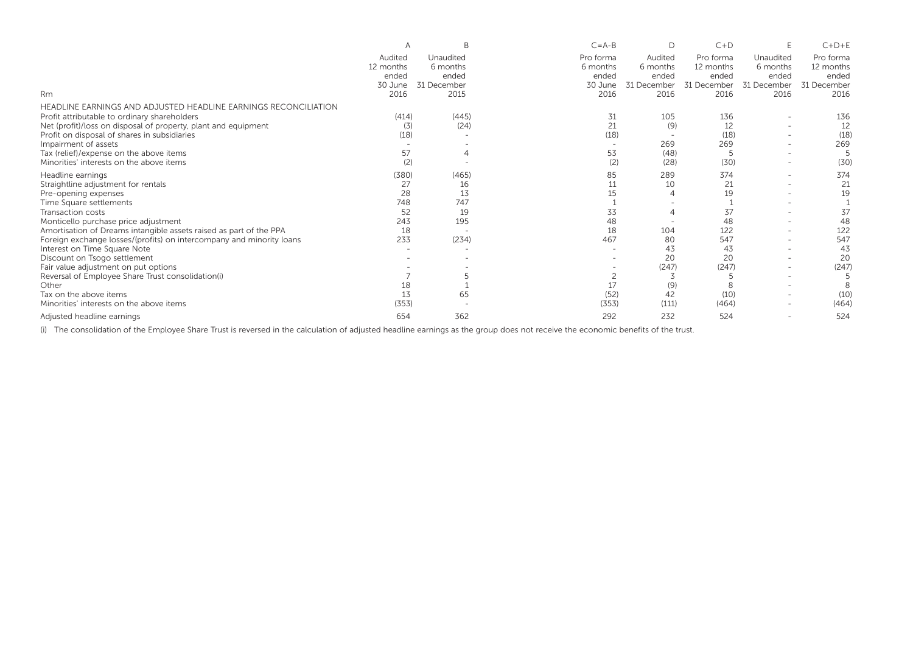| Rm | A<br>Audited<br>12 months<br>ended<br>30 June<br>2016 | B<br>Unaudited<br>6 months<br>ended<br>31 December<br>2015 | C=A-B<br>Pro forma<br>6 months<br>ended<br>30 June<br>2016 | D<br>Audited<br>6 months<br>ended<br>31 December<br>2016 | C+D<br>Pro forma<br>12 months<br>ended<br>31 December<br>2016 | E<br>Unaudited<br>6 months<br>ended<br>31 December<br>2016 | C+D+E<br>Pro forma<br>12 months<br>ended<br>31 December<br>2016 |
|---|---|---|---|---|---|---|---|
| HEADLINE EARNINGS AND ADJUSTED HEADLINE EARNINGS RECONCILIATION | | | | | | | |
| Profit attributable to ordinary shareholders | (414) | (445) | 31 | 105 | 136 | - | 136 |
| Net (profit)/loss on disposal of property, plant and equipment | (3) | (24) | 21 | (9) | 12 | - | 12 |
| Profit on disposal of shares in subsidiaries | (18) | - | (18) | - | (18) | - | (18) |
| Impairment of assets | - | - | - | 269 | 269 | - | 269 |
| Tax (relief)/expense on the above items | 57 | 4 | 53 | (48) | 5 | - | 5 |
| Minorities' interests on the above items | (2) | - | (2) | (28) | (30) | - | (30) |
| Headline earnings | (380) | (465) | 85 | 289 | 374 | - | 374 |
| Straightline adjustment for rentals | 27 | 16 | 11 | 10 | 21 | - | 21 |
| Pre-opening expenses | 28 | 13 | 15 | 4 | 19 | - | 19 |
| Time Square settlements | 748 | 747 | 1 | - | 1 | - | 1 |
| Transaction costs | 52 | 19 | 33 | 4 | 37 | - | 37 |
| Monticello purchase price adjustment | 243 | 195 | 48 | - | 48 | - | 48 |
| Amortisation of Dreams intangible assets raised as part of the PPA | 18 | - | 18 | 104 | 122 | - | 122 |
| Foreign exchange losses/(profits) on intercompany and minority loans | 233 | (234) | 467 | 80 | 547 | - | 547 |
| Interest on Time Square Note | - | - | - | 43 | 43 | - | 43 |
| Discount on Tsogo settlement | - | - | - | 20 | 20 | - | 20 |
| Fair value adjustment on put options | - | - | - | (247) | (247) | - | (247) |
| Reversal of Employee Share Trust consolidation(i) | 7 | 5 | 2 | 3 | 5 | - | 5 |
| Other | 18 | 1 | 17 | (9) | 8 | - | 8 |
| Tax on the above items | 13 | 65 | (52) | 42 | (10) | - | (10) |
| Minorities' interests on the above items | (353) | - | (353) | (111) | (464) | - | (464) |
| Adjusted headline earnings | 654 | 362 | 292 | 232 | 524 | - | 524 |

(i) The consolidation of the Employee Share Trust is reversed in the calculation of adjusted headline earnings as the group does not receive the economic benefits of the trust.